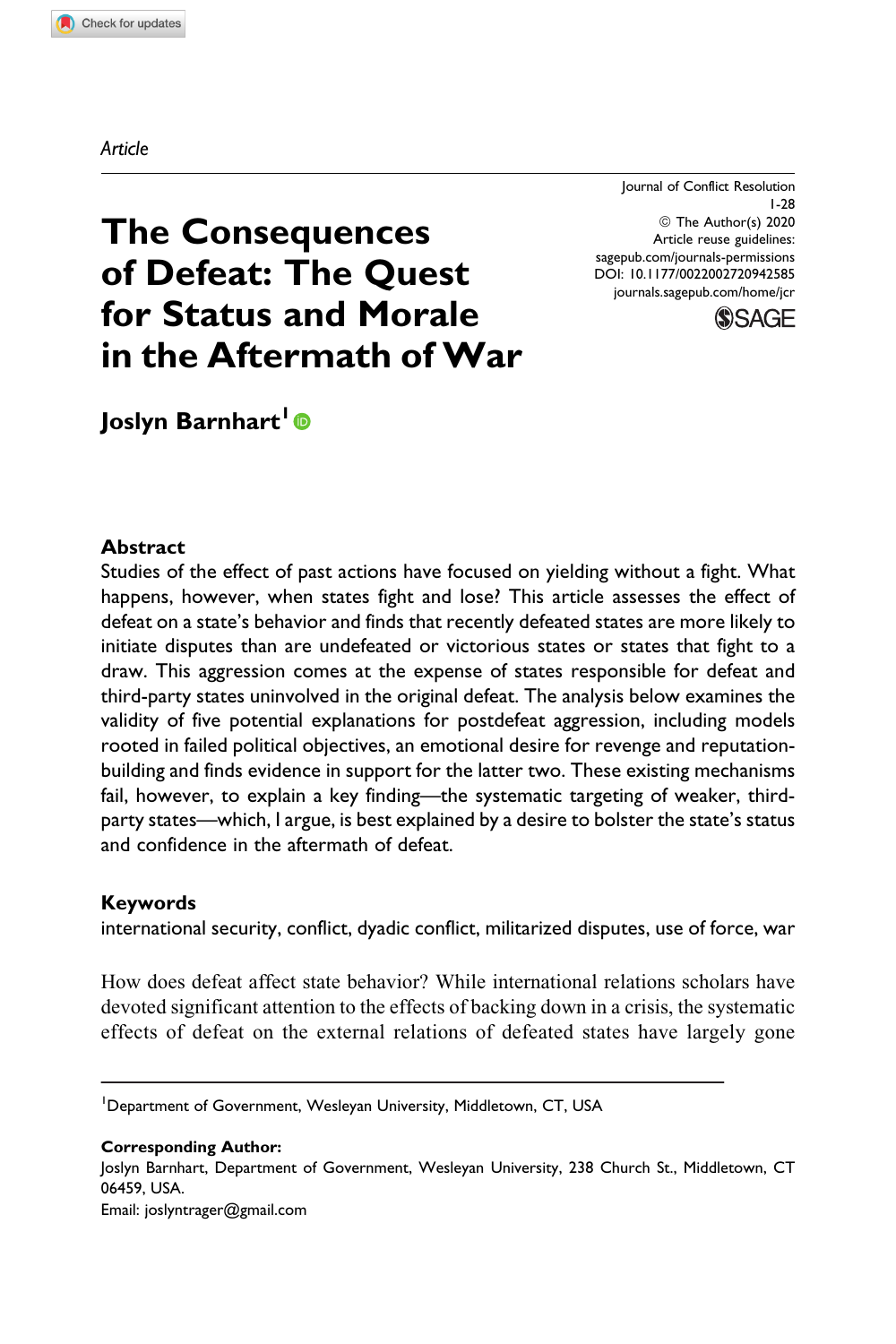*Article*

# The Consequences of Defeat: The Quest for Status and Morale in the Aftermath of War

Journal of Conflict Resolution
1-28
© The Author(s) 2020
Article reuse guidelines:
sagepub.com/journals-permissions
DOI: 10.1177/0022002720942585
journals.sagepub.com/home/jcr

**Joslyn Barnhart**[1]

### Abstract

Studies of the effect of past actions have focused on yielding without a fight. What happens, however, when states fight and lose? This article assesses the effect of defeat on a state's behavior and finds that recently defeated states are more likely to initiate disputes than are undefeated or victorious states or states that fight to a draw. This aggression comes at the expense of states responsible for defeat and third-party states uninvolved in the original defeat. The analysis below examines the validity of five potential explanations for postdefeat aggression, including models rooted in failed political objectives, an emotional desire for revenge and reputation-building and finds evidence in support for the latter two. These existing mechanisms fail, however, to explain a key finding—the systematic targeting of weaker, third-party states—which, I argue, is best explained by a desire to bolster the state's status and confidence in the aftermath of defeat.

### Keywords

international security, conflict, dyadic conflict, militarized disputes, use of force, war

How does defeat affect state behavior? While international relations scholars have devoted significant attention to the effects of backing down in a crisis, the systematic effects of defeat on the external relations of defeated states have largely gone

---

[1]Department of Government, Wesleyan University, Middletown, CT, USA

**Corresponding Author:**
Joslyn Barnhart, Department of Government, Wesleyan University, 238 Church St., Middletown, CT 06459, USA.
Email: joslyntrager@gmail.com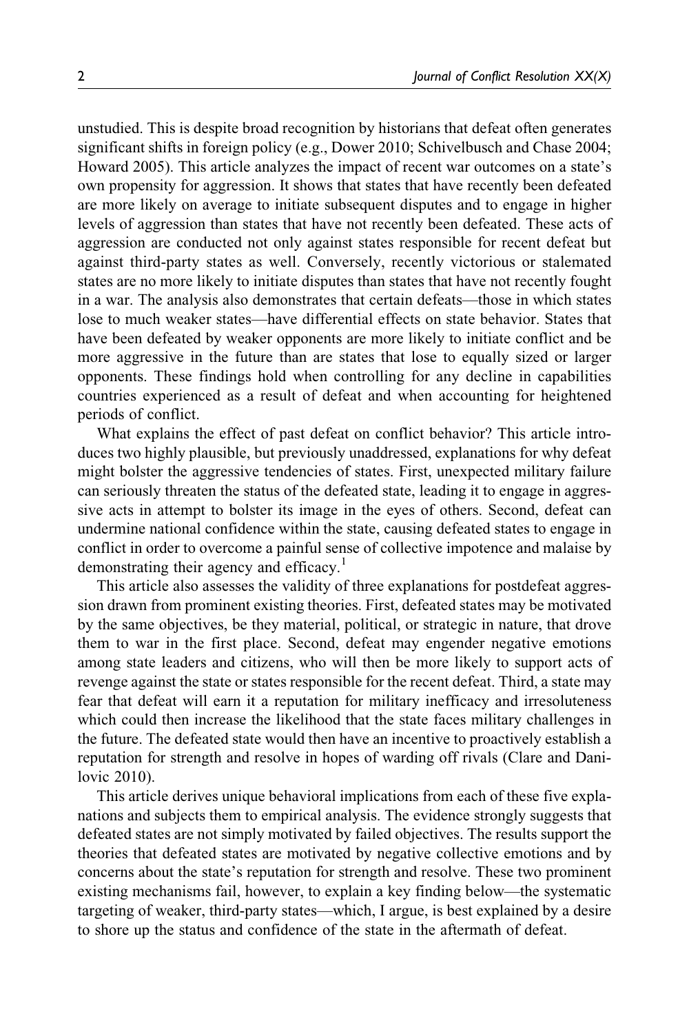unstudied. This is despite broad recognition by historians that defeat often generates significant shifts in foreign policy (e.g., Dower 2010; Schivelbusch and Chase 2004; Howard 2005). This article analyzes the impact of recent war outcomes on a state's own propensity for aggression. It shows that states that have recently been defeated are more likely on average to initiate subsequent disputes and to engage in higher levels of aggression than states that have not recently been defeated. These acts of aggression are conducted not only against states responsible for recent defeat but against third-party states as well. Conversely, recently victorious or stalemated states are no more likely to initiate disputes than states that have not recently fought in a war. The analysis also demonstrates that certain defeats—those in which states lose to much weaker states—have differential effects on state behavior. States that have been defeated by weaker opponents are more likely to initiate conflict and be more aggressive in the future than are states that lose to equally sized or larger opponents. These findings hold when controlling for any decline in capabilities countries experienced as a result of defeat and when accounting for heightened periods of conflict.

What explains the effect of past defeat on conflict behavior? This article introduces two highly plausible, but previously unaddressed, explanations for why defeat might bolster the aggressive tendencies of states. First, unexpected military failure can seriously threaten the status of the defeated state, leading it to engage in aggressive acts in attempt to bolster its image in the eyes of others. Second, defeat can undermine national confidence within the state, causing defeated states to engage in conflict in order to overcome a painful sense of collective impotence and malaise by demonstrating their agency and efficacy.[1]

This article also assesses the validity of three explanations for postdefeat aggression drawn from prominent existing theories. First, defeated states may be motivated by the same objectives, be they material, political, or strategic in nature, that drove them to war in the first place. Second, defeat may engender negative emotions among state leaders and citizens, who will then be more likely to support acts of revenge against the state or states responsible for the recent defeat. Third, a state may fear that defeat will earn it a reputation for military inefficacy and irresoluteness which could then increase the likelihood that the state faces military challenges in the future. The defeated state would then have an incentive to proactively establish a reputation for strength and resolve in hopes of warding off rivals (Clare and Danilovic 2010).

This article derives unique behavioral implications from each of these five explanations and subjects them to empirical analysis. The evidence strongly suggests that defeated states are not simply motivated by failed objectives. The results support the theories that defeated states are motivated by negative collective emotions and by concerns about the state's reputation for strength and resolve. These two prominent existing mechanisms fail, however, to explain a key finding below—the systematic targeting of weaker, third-party states—which, I argue, is best explained by a desire to shore up the status and confidence of the state in the aftermath of defeat.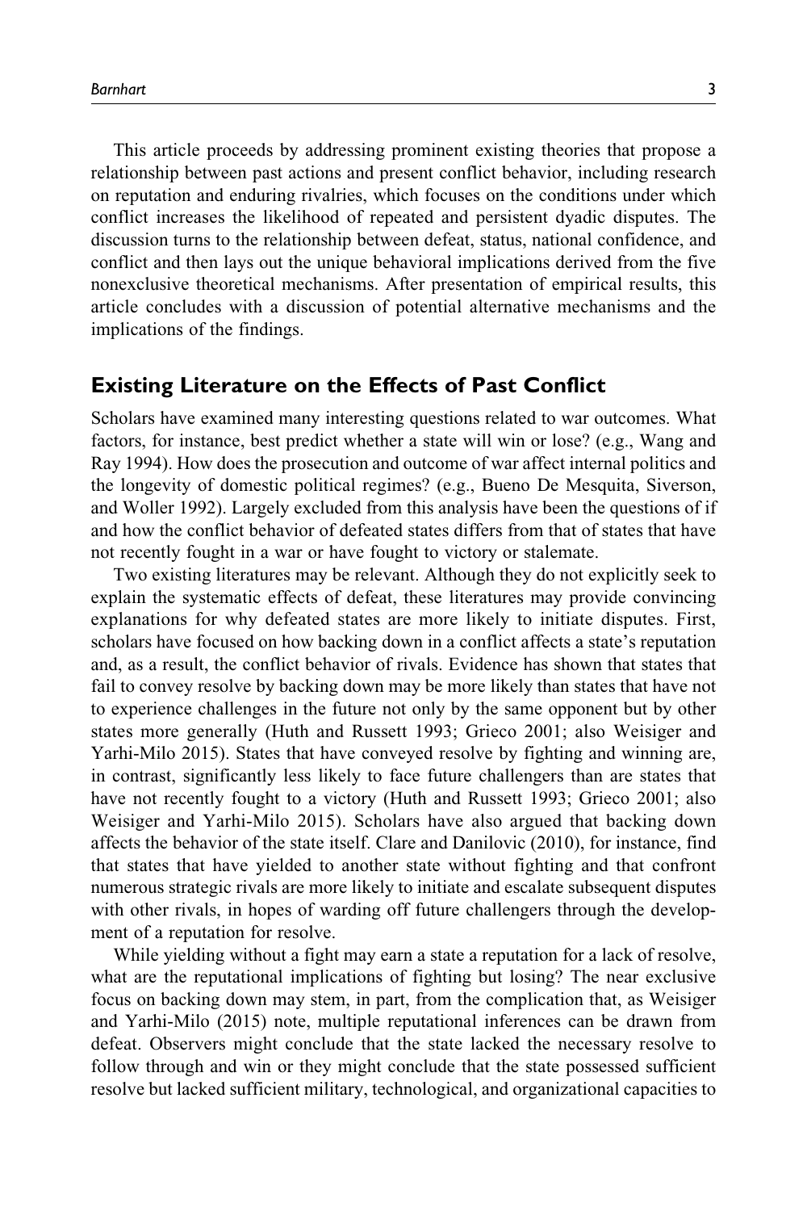This article proceeds by addressing prominent existing theories that propose a relationship between past actions and present conflict behavior, including research on reputation and enduring rivalries, which focuses on the conditions under which conflict increases the likelihood of repeated and persistent dyadic disputes. The discussion turns to the relationship between defeat, status, national confidence, and conflict and then lays out the unique behavioral implications derived from the five nonexclusive theoretical mechanisms. After presentation of empirical results, this article concludes with a discussion of potential alternative mechanisms and the implications of the findings.

## Existing Literature on the Effects of Past Conflict

Scholars have examined many interesting questions related to war outcomes. What factors, for instance, best predict whether a state will win or lose? (e.g., Wang and Ray 1994). How does the prosecution and outcome of war affect internal politics and the longevity of domestic political regimes? (e.g., Bueno De Mesquita, Siverson, and Woller 1992). Largely excluded from this analysis have been the questions of if and how the conflict behavior of defeated states differs from that of states that have not recently fought in a war or have fought to victory or stalemate.

Two existing literatures may be relevant. Although they do not explicitly seek to explain the systematic effects of defeat, these literatures may provide convincing explanations for why defeated states are more likely to initiate disputes. First, scholars have focused on how backing down in a conflict affects a state's reputation and, as a result, the conflict behavior of rivals. Evidence has shown that states that fail to convey resolve by backing down may be more likely than states that have not to experience challenges in the future not only by the same opponent but by other states more generally (Huth and Russett 1993; Grieco 2001; also Weisiger and Yarhi-Milo 2015). States that have conveyed resolve by fighting and winning are, in contrast, significantly less likely to face future challengers than are states that have not recently fought to a victory (Huth and Russett 1993; Grieco 2001; also Weisiger and Yarhi-Milo 2015). Scholars have also argued that backing down affects the behavior of the state itself. Clare and Danilovic (2010), for instance, find that states that have yielded to another state without fighting and that confront numerous strategic rivals are more likely to initiate and escalate subsequent disputes with other rivals, in hopes of warding off future challengers through the development of a reputation for resolve.

While yielding without a fight may earn a state a reputation for a lack of resolve, what are the reputational implications of fighting but losing? The near exclusive focus on backing down may stem, in part, from the complication that, as Weisiger and Yarhi-Milo (2015) note, multiple reputational inferences can be drawn from defeat. Observers might conclude that the state lacked the necessary resolve to follow through and win or they might conclude that the state possessed sufficient resolve but lacked sufficient military, technological, and organizational capacities to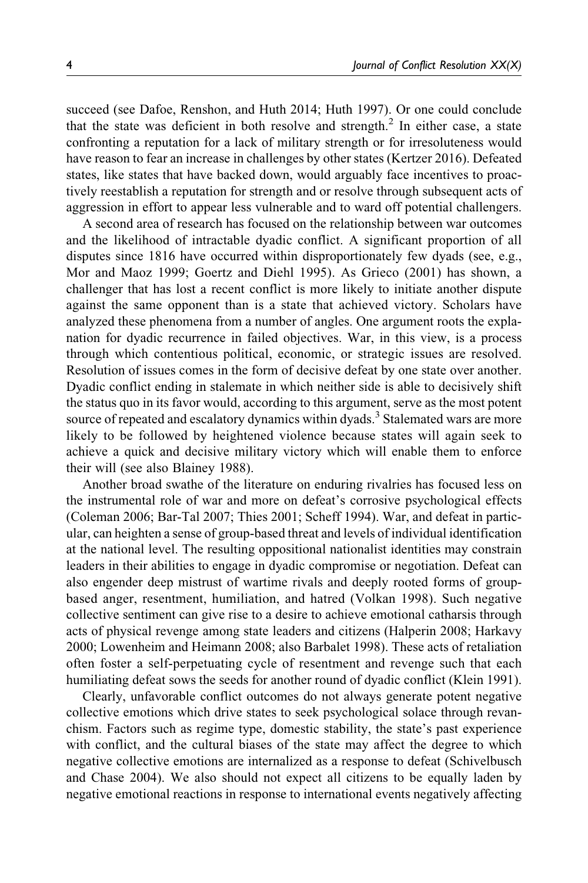succeed (see Dafoe, Renshon, and Huth 2014; Huth 1997). Or one could conclude that the state was deficient in both resolve and strength.[2] In either case, a state confronting a reputation for a lack of military strength or for irresoluteness would have reason to fear an increase in challenges by other states (Kertzer 2016). Defeated states, like states that have backed down, would arguably face incentives to proactively reestablish a reputation for strength and or resolve through subsequent acts of aggression in effort to appear less vulnerable and to ward off potential challengers.

A second area of research has focused on the relationship between war outcomes and the likelihood of intractable dyadic conflict. A significant proportion of all disputes since 1816 have occurred within disproportionately few dyads (see, e.g., Mor and Maoz 1999; Goertz and Diehl 1995). As Grieco (2001) has shown, a challenger that has lost a recent conflict is more likely to initiate another dispute against the same opponent than is a state that achieved victory. Scholars have analyzed these phenomena from a number of angles. One argument roots the explanation for dyadic recurrence in failed objectives. War, in this view, is a process through which contentious political, economic, or strategic issues are resolved. Resolution of issues comes in the form of decisive defeat by one state over another. Dyadic conflict ending in stalemate in which neither side is able to decisively shift the status quo in its favor would, according to this argument, serve as the most potent source of repeated and escalatory dynamics within dyads.[3] Stalemated wars are more likely to be followed by heightened violence because states will again seek to achieve a quick and decisive military victory which will enable them to enforce their will (see also Blainey 1988).

Another broad swathe of the literature on enduring rivalries has focused less on the instrumental role of war and more on defeat's corrosive psychological effects (Coleman 2006; Bar-Tal 2007; Thies 2001; Scheff 1994). War, and defeat in particular, can heighten a sense of group-based threat and levels of individual identification at the national level. The resulting oppositional nationalist identities may constrain leaders in their abilities to engage in dyadic compromise or negotiation. Defeat can also engender deep mistrust of wartime rivals and deeply rooted forms of group-based anger, resentment, humiliation, and hatred (Volkan 1998). Such negative collective sentiment can give rise to a desire to achieve emotional catharsis through acts of physical revenge among state leaders and citizens (Halperin 2008; Harkavy 2000; Lowenheim and Heimann 2008; also Barbalet 1998). These acts of retaliation often foster a self-perpetuating cycle of resentment and revenge such that each humiliating defeat sows the seeds for another round of dyadic conflict (Klein 1991).

Clearly, unfavorable conflict outcomes do not always generate potent negative collective emotions which drive states to seek psychological solace through revanchism. Factors such as regime type, domestic stability, the state's past experience with conflict, and the cultural biases of the state may affect the degree to which negative collective emotions are internalized as a response to defeat (Schivelbusch and Chase 2004). We also should not expect all citizens to be equally laden by negative emotional reactions in response to international events negatively affecting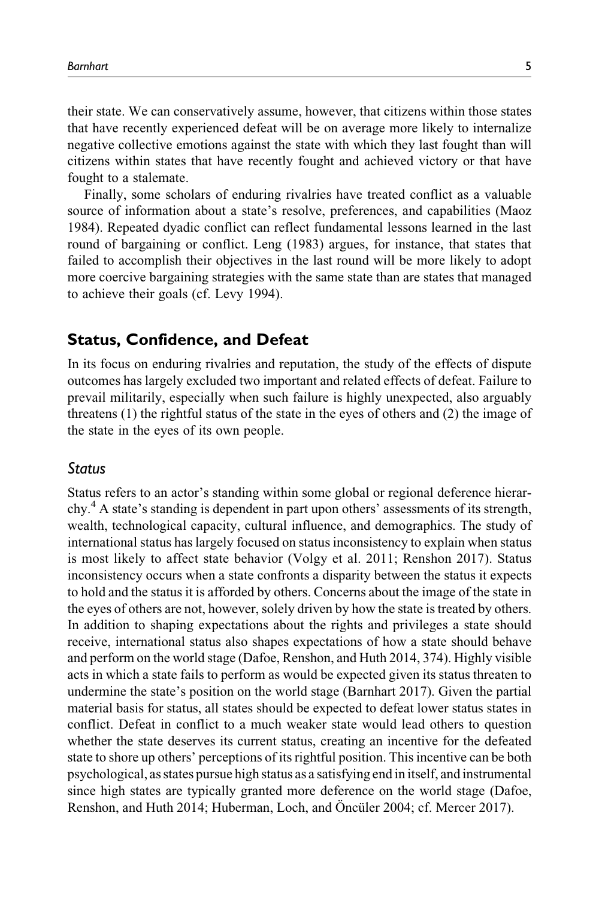their state. We can conservatively assume, however, that citizens within those states that have recently experienced defeat will be on average more likely to internalize negative collective emotions against the state with which they last fought than will citizens within states that have recently fought and achieved victory or that have fought to a stalemate.

Finally, some scholars of enduring rivalries have treated conflict as a valuable source of information about a state's resolve, preferences, and capabilities (Maoz 1984). Repeated dyadic conflict can reflect fundamental lessons learned in the last round of bargaining or conflict. Leng (1983) argues, for instance, that states that failed to accomplish their objectives in the last round will be more likely to adopt more coercive bargaining strategies with the same state than are states that managed to achieve their goals (cf. Levy 1994).

## Status, Confidence, and Defeat

In its focus on enduring rivalries and reputation, the study of the effects of dispute outcomes has largely excluded two important and related effects of defeat. Failure to prevail militarily, especially when such failure is highly unexpected, also arguably threatens (1) the rightful status of the state in the eyes of others and (2) the image of the state in the eyes of its own people.

### *Status*

Status refers to an actor's standing within some global or regional deference hierarchy.[4] A state's standing is dependent in part upon others' assessments of its strength, wealth, technological capacity, cultural influence, and demographics. The study of international status has largely focused on status inconsistency to explain when status is most likely to affect state behavior (Volgy et al. 2011; Renshon 2017). Status inconsistency occurs when a state confronts a disparity between the status it expects to hold and the status it is afforded by others. Concerns about the image of the state in the eyes of others are not, however, solely driven by how the state is treated by others. In addition to shaping expectations about the rights and privileges a state should receive, international status also shapes expectations of how a state should behave and perform on the world stage (Dafoe, Renshon, and Huth 2014, 374). Highly visible acts in which a state fails to perform as would be expected given its status threaten to undermine the state's position on the world stage (Barnhart 2017). Given the partial material basis for status, all states should be expected to defeat lower status states in conflict. Defeat in conflict to a much weaker state would lead others to question whether the state deserves its current status, creating an incentive for the defeated state to shore up others' perceptions of its rightful position. This incentive can be both psychological, as states pursue high status as a satisfying end in itself, and instrumental since high states are typically granted more deference on the world stage (Dafoe, Renshon, and Huth 2014; Huberman, Loch, and Öncüler 2004; cf. Mercer 2017).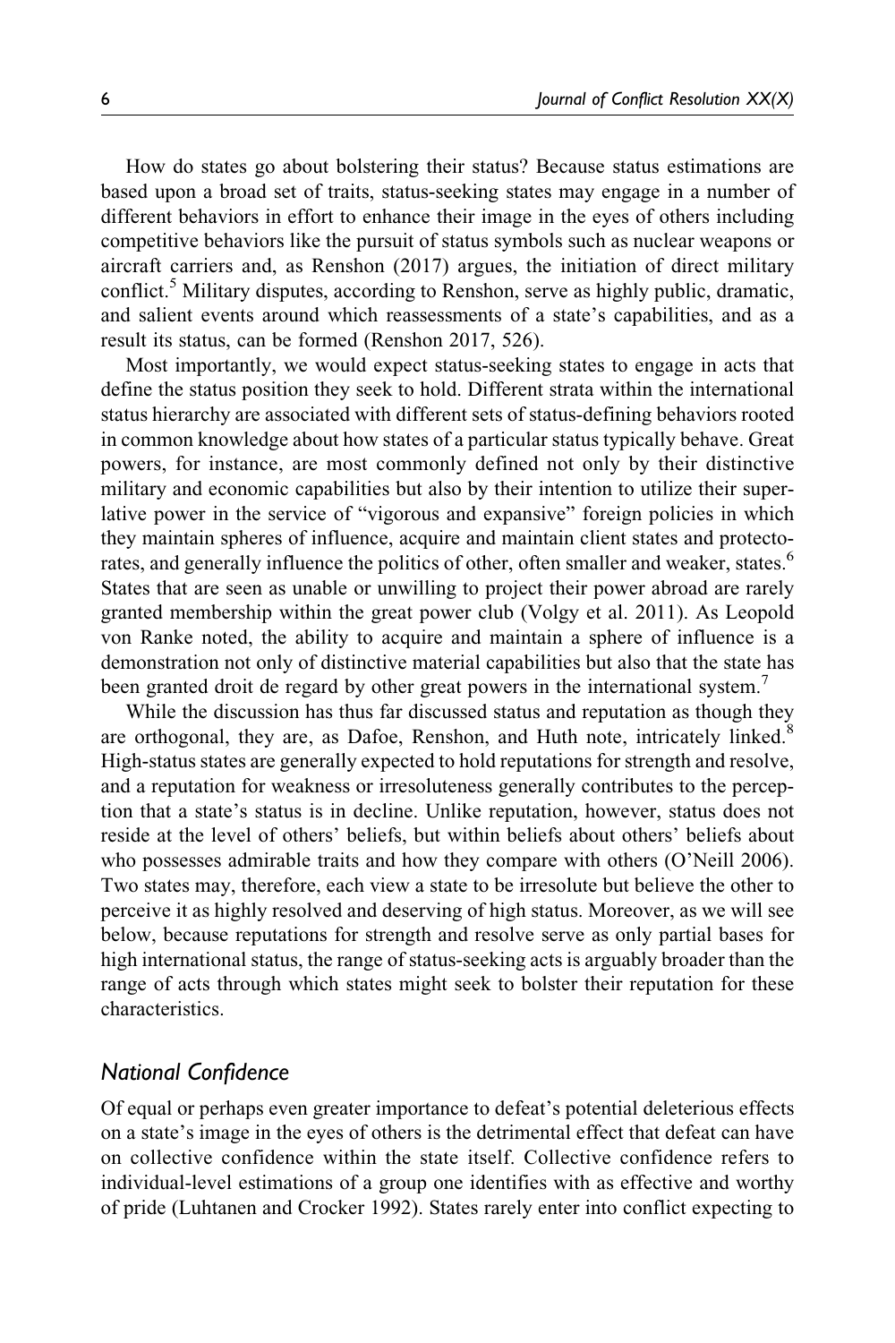How do states go about bolstering their status? Because status estimations are based upon a broad set of traits, status-seeking states may engage in a number of different behaviors in effort to enhance their image in the eyes of others including competitive behaviors like the pursuit of status symbols such as nuclear weapons or aircraft carriers and, as Renshon (2017) argues, the initiation of direct military conflict.[5] Military disputes, according to Renshon, serve as highly public, dramatic, and salient events around which reassessments of a state's capabilities, and as a result its status, can be formed (Renshon 2017, 526).

Most importantly, we would expect status-seeking states to engage in acts that define the status position they seek to hold. Different strata within the international status hierarchy are associated with different sets of status-defining behaviors rooted in common knowledge about how states of a particular status typically behave. Great powers, for instance, are most commonly defined not only by their distinctive military and economic capabilities but also by their intention to utilize their superlative power in the service of "vigorous and expansive" foreign policies in which they maintain spheres of influence, acquire and maintain client states and protectorates, and generally influence the politics of other, often smaller and weaker, states.[6] States that are seen as unable or unwilling to project their power abroad are rarely granted membership within the great power club (Volgy et al. 2011). As Leopold von Ranke noted, the ability to acquire and maintain a sphere of influence is a demonstration not only of distinctive material capabilities but also that the state has been granted droit de regard by other great powers in the international system.[7]

While the discussion has thus far discussed status and reputation as though they are orthogonal, they are, as Dafoe, Renshon, and Huth note, intricately linked.[8] High-status states are generally expected to hold reputations for strength and resolve, and a reputation for weakness or irresoluteness generally contributes to the perception that a state's status is in decline. Unlike reputation, however, status does not reside at the level of others' beliefs, but within beliefs about others' beliefs about who possesses admirable traits and how they compare with others (O'Neill 2006). Two states may, therefore, each view a state to be irresolute but believe the other to perceive it as highly resolved and deserving of high status. Moreover, as we will see below, because reputations for strength and resolve serve as only partial bases for high international status, the range of status-seeking acts is arguably broader than the range of acts through which states might seek to bolster their reputation for these characteristics.

## *National Confidence*

Of equal or perhaps even greater importance to defeat's potential deleterious effects on a state's image in the eyes of others is the detrimental effect that defeat can have on collective confidence within the state itself. Collective confidence refers to individual-level estimations of a group one identifies with as effective and worthy of pride (Luhtanen and Crocker 1992). States rarely enter into conflict expecting to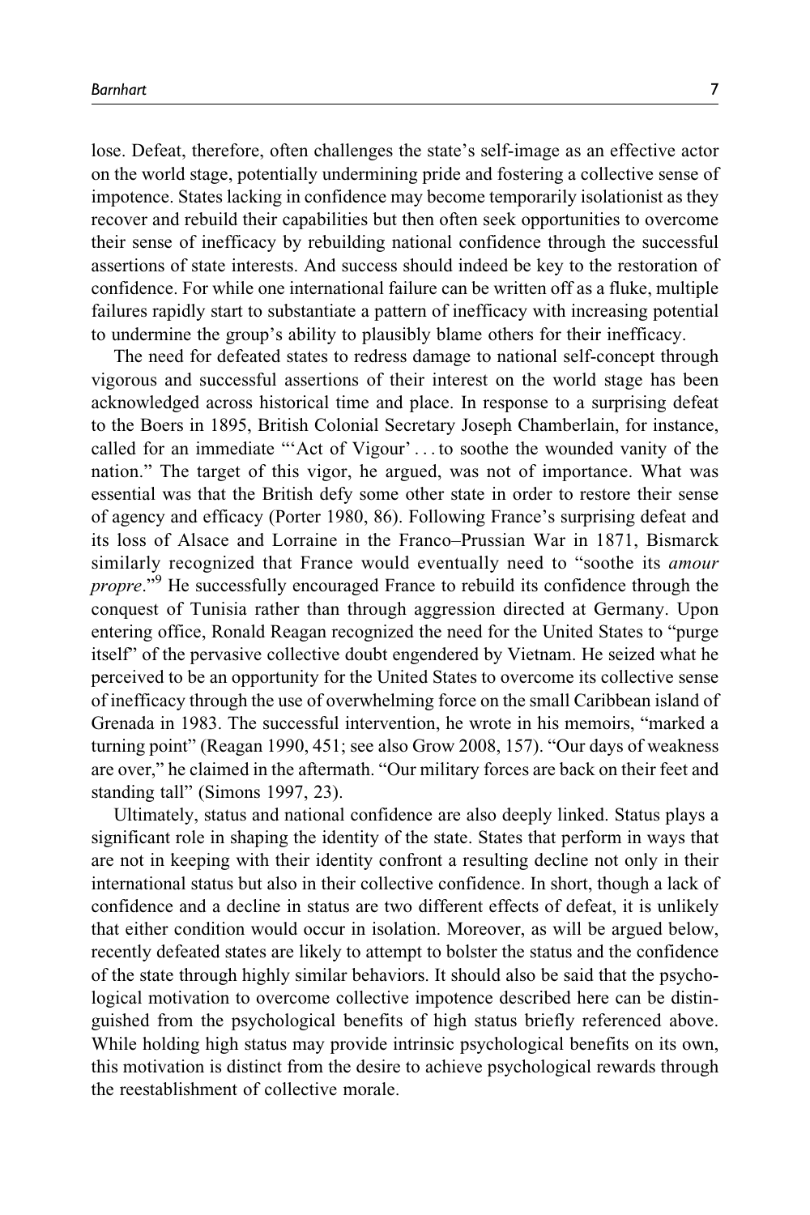lose. Defeat, therefore, often challenges the state's self-image as an effective actor on the world stage, potentially undermining pride and fostering a collective sense of impotence. States lacking in confidence may become temporarily isolationist as they recover and rebuild their capabilities but then often seek opportunities to overcome their sense of inefficacy by rebuilding national confidence through the successful assertions of state interests. And success should indeed be key to the restoration of confidence. For while one international failure can be written off as a fluke, multiple failures rapidly start to substantiate a pattern of inefficacy with increasing potential to undermine the group's ability to plausibly blame others for their inefficacy.

The need for defeated states to redress damage to national self-concept through vigorous and successful assertions of their interest on the world stage has been acknowledged across historical time and place. In response to a surprising defeat to the Boers in 1895, British Colonial Secretary Joseph Chamberlain, for instance, called for an immediate "'Act of Vigour' . . . to soothe the wounded vanity of the nation." The target of this vigor, he argued, was not of importance. What was essential was that the British defy some other state in order to restore their sense of agency and efficacy (Porter 1980, 86). Following France's surprising defeat and its loss of Alsace and Lorraine in the Franco–Prussian War in 1871, Bismarck similarly recognized that France would eventually need to "soothe its *amour propre*."[9] He successfully encouraged France to rebuild its confidence through the conquest of Tunisia rather than through aggression directed at Germany. Upon entering office, Ronald Reagan recognized the need for the United States to "purge itself" of the pervasive collective doubt engendered by Vietnam. He seized what he perceived to be an opportunity for the United States to overcome its collective sense of inefficacy through the use of overwhelming force on the small Caribbean island of Grenada in 1983. The successful intervention, he wrote in his memoirs, "marked a turning point" (Reagan 1990, 451; see also Grow 2008, 157). "Our days of weakness are over," he claimed in the aftermath. "Our military forces are back on their feet and standing tall" (Simons 1997, 23).

Ultimately, status and national confidence are also deeply linked. Status plays a significant role in shaping the identity of the state. States that perform in ways that are not in keeping with their identity confront a resulting decline not only in their international status but also in their collective confidence. In short, though a lack of confidence and a decline in status are two different effects of defeat, it is unlikely that either condition would occur in isolation. Moreover, as will be argued below, recently defeated states are likely to attempt to bolster the status and the confidence of the state through highly similar behaviors. It should also be said that the psychological motivation to overcome collective impotence described here can be distinguished from the psychological benefits of high status briefly referenced above. While holding high status may provide intrinsic psychological benefits on its own, this motivation is distinct from the desire to achieve psychological rewards through the reestablishment of collective morale.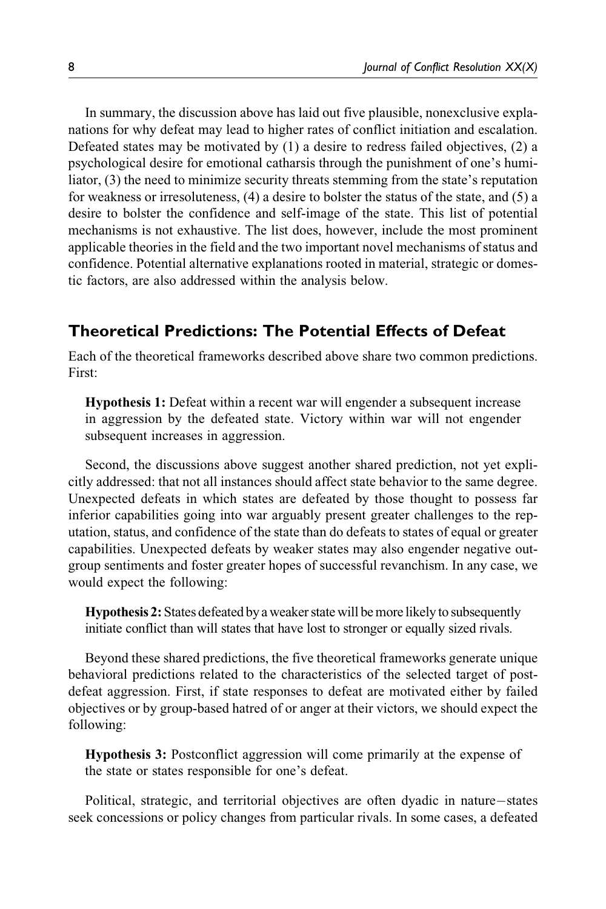In summary, the discussion above has laid out five plausible, nonexclusive explanations for why defeat may lead to higher rates of conflict initiation and escalation. Defeated states may be motivated by (1) a desire to redress failed objectives, (2) a psychological desire for emotional catharsis through the punishment of one's humiliator, (3) the need to minimize security threats stemming from the state's reputation for weakness or irresoluteness, (4) a desire to bolster the status of the state, and (5) a desire to bolster the confidence and self-image of the state. This list of potential mechanisms is not exhaustive. The list does, however, include the most prominent applicable theories in the field and the two important novel mechanisms of status and confidence. Potential alternative explanations rooted in material, strategic or domestic factors, are also addressed within the analysis below.

## Theoretical Predictions: The Potential Effects of Defeat

Each of the theoretical frameworks described above share two common predictions. First:

> **Hypothesis 1:** Defeat within a recent war will engender a subsequent increase in aggression by the defeated state. Victory within war will not engender subsequent increases in aggression.

Second, the discussions above suggest another shared prediction, not yet explicitly addressed: that not all instances should affect state behavior to the same degree. Unexpected defeats in which states are defeated by those thought to possess far inferior capabilities going into war arguably present greater challenges to the reputation, status, and confidence of the state than do defeats to states of equal or greater capabilities. Unexpected defeats by weaker states may also engender negative outgroup sentiments and foster greater hopes of successful revanchism. In any case, we would expect the following:

> **Hypothesis 2:** States defeated by a weaker state will be more likely to subsequently initiate conflict than will states that have lost to stronger or equally sized rivals.

Beyond these shared predictions, the five theoretical frameworks generate unique behavioral predictions related to the characteristics of the selected target of post-defeat aggression. First, if state responses to defeat are motivated either by failed objectives or by group-based hatred of or anger at their victors, we should expect the following:

> **Hypothesis 3:** Postconflict aggression will come primarily at the expense of the state or states responsible for one's defeat.

Political, strategic, and territorial objectives are often dyadic in nature—states seek concessions or policy changes from particular rivals. In some cases, a defeated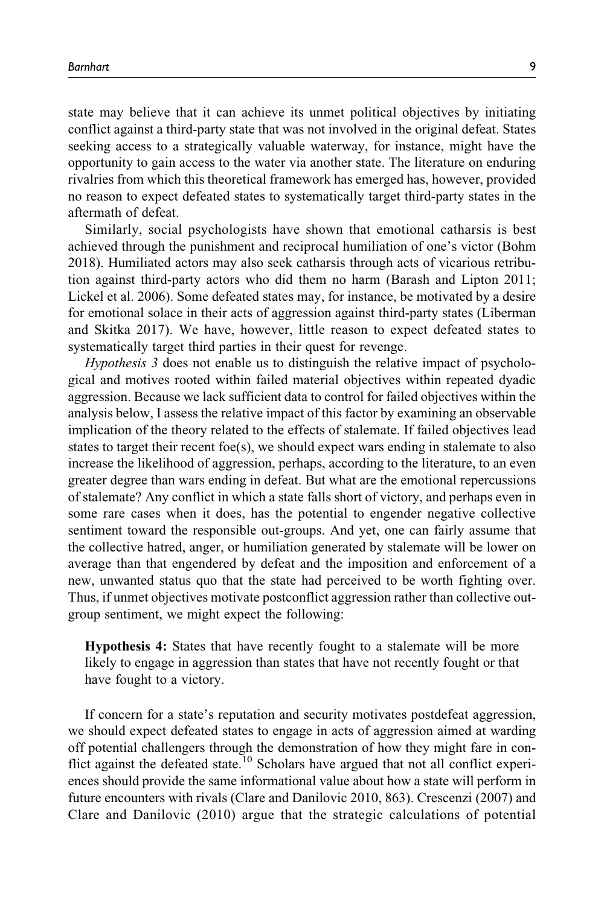state may believe that it can achieve its unmet political objectives by initiating conflict against a third-party state that was not involved in the original defeat. States seeking access to a strategically valuable waterway, for instance, might have the opportunity to gain access to the water via another state. The literature on enduring rivalries from which this theoretical framework has emerged has, however, provided no reason to expect defeated states to systematically target third-party states in the aftermath of defeat.

Similarly, social psychologists have shown that emotional catharsis is best achieved through the punishment and reciprocal humiliation of one's victor (Bohm 2018). Humiliated actors may also seek catharsis through acts of vicarious retribution against third-party actors who did them no harm (Barash and Lipton 2011; Lickel et al. 2006). Some defeated states may, for instance, be motivated by a desire for emotional solace in their acts of aggression against third-party states (Liberman and Skitka 2017). We have, however, little reason to expect defeated states to systematically target third parties in their quest for revenge.

*Hypothesis 3* does not enable us to distinguish the relative impact of psychological and motives rooted within failed material objectives within repeated dyadic aggression. Because we lack sufficient data to control for failed objectives within the analysis below, I assess the relative impact of this factor by examining an observable implication of the theory related to the effects of stalemate. If failed objectives lead states to target their recent foe(s), we should expect wars ending in stalemate to also increase the likelihood of aggression, perhaps, according to the literature, to an even greater degree than wars ending in defeat. But what are the emotional repercussions of stalemate? Any conflict in which a state falls short of victory, and perhaps even in some rare cases when it does, has the potential to engender negative collective sentiment toward the responsible out-groups. And yet, one can fairly assume that the collective hatred, anger, or humiliation generated by stalemate will be lower on average than that engendered by defeat and the imposition and enforcement of a new, unwanted status quo that the state had perceived to be worth fighting over. Thus, if unmet objectives motivate postconflict aggression rather than collective out-group sentiment, we might expect the following:

> **Hypothesis 4:** States that have recently fought to a stalemate will be more likely to engage in aggression than states that have not recently fought or that have fought to a victory.

If concern for a state's reputation and security motivates postdefeat aggression, we should expect defeated states to engage in acts of aggression aimed at warding off potential challengers through the demonstration of how they might fare in conflict against the defeated state.[10] Scholars have argued that not all conflict experiences should provide the same informational value about how a state will perform in future encounters with rivals (Clare and Danilovic 2010, 863). Crescenzi (2007) and Clare and Danilovic (2010) argue that the strategic calculations of potential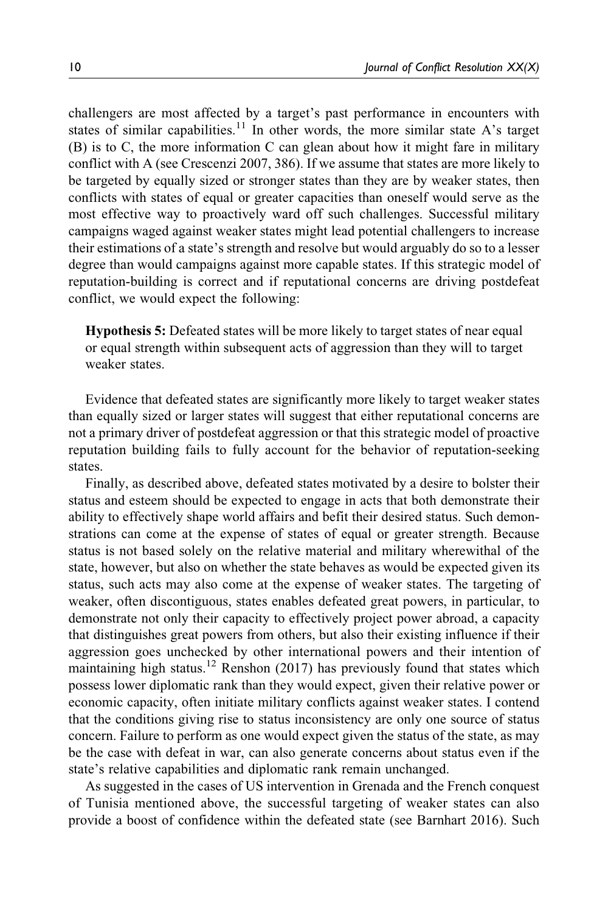challengers are most affected by a target's past performance in encounters with states of similar capabilities.[11] In other words, the more similar state A's target (B) is to C, the more information C can glean about how it might fare in military conflict with A (see Crescenzi 2007, 386). If we assume that states are more likely to be targeted by equally sized or stronger states than they are by weaker states, then conflicts with states of equal or greater capacities than oneself would serve as the most effective way to proactively ward off such challenges. Successful military campaigns waged against weaker states might lead potential challengers to increase their estimations of a state's strength and resolve but would arguably do so to a lesser degree than would campaigns against more capable states. If this strategic model of reputation-building is correct and if reputational concerns are driving postdefeat conflict, we would expect the following:

> **Hypothesis 5:** Defeated states will be more likely to target states of near equal or equal strength within subsequent acts of aggression than they will to target weaker states.

Evidence that defeated states are significantly more likely to target weaker states than equally sized or larger states will suggest that either reputational concerns are not a primary driver of postdefeat aggression or that this strategic model of proactive reputation building fails to fully account for the behavior of reputation-seeking states.

Finally, as described above, defeated states motivated by a desire to bolster their status and esteem should be expected to engage in acts that both demonstrate their ability to effectively shape world affairs and befit their desired status. Such demonstrations can come at the expense of states of equal or greater strength. Because status is not based solely on the relative material and military wherewithal of the state, however, but also on whether the state behaves as would be expected given its status, such acts may also come at the expense of weaker states. The targeting of weaker, often discontiguous, states enables defeated great powers, in particular, to demonstrate not only their capacity to effectively project power abroad, a capacity that distinguishes great powers from others, but also their existing influence if their aggression goes unchecked by other international powers and their intention of maintaining high status.[12] Renshon (2017) has previously found that states which possess lower diplomatic rank than they would expect, given their relative power or economic capacity, often initiate military conflicts against weaker states. I contend that the conditions giving rise to status inconsistency are only one source of status concern. Failure to perform as one would expect given the status of the state, as may be the case with defeat in war, can also generate concerns about status even if the state's relative capabilities and diplomatic rank remain unchanged.

As suggested in the cases of US intervention in Grenada and the French conquest of Tunisia mentioned above, the successful targeting of weaker states can also provide a boost of confidence within the defeated state (see Barnhart 2016). Such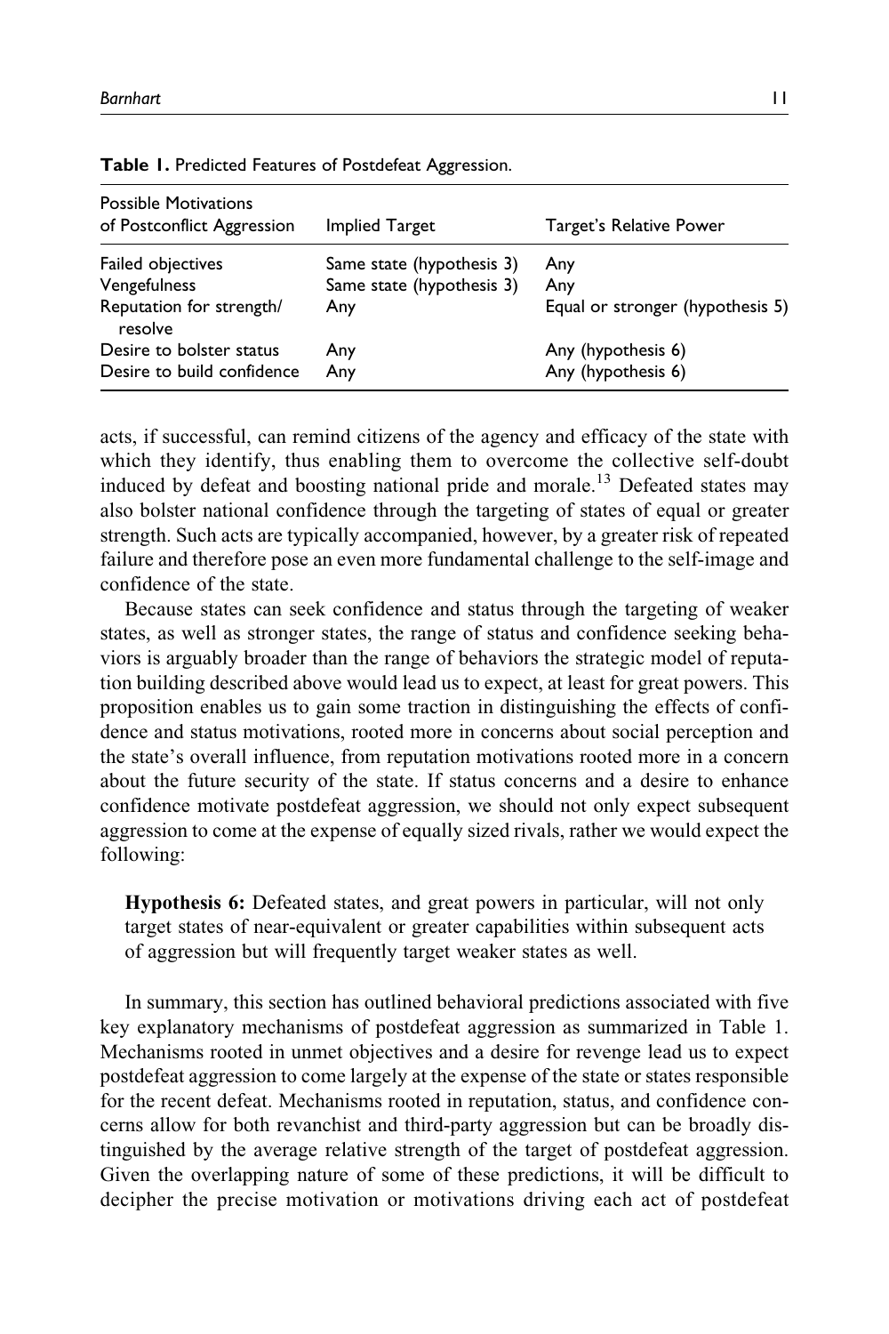**Table 1.** Predicted Features of Postdefeat Aggression.

| Possible Motivations of Postconflict Aggression | Implied Target | Target's Relative Power |
|---|---|---|
| Failed objectives | Same state (hypothesis 3) | Any |
| Vengefulness | Same state (hypothesis 3) | Any |
| Reputation for strength/ resolve | Any | Equal or stronger (hypothesis 5) |
| Desire to bolster status | Any | Any (hypothesis 6) |
| Desire to build confidence | Any | Any (hypothesis 6) |

acts, if successful, can remind citizens of the agency and efficacy of the state with which they identify, thus enabling them to overcome the collective self-doubt induced by defeat and boosting national pride and morale.[13] Defeated states may also bolster national confidence through the targeting of states of equal or greater strength. Such acts are typically accompanied, however, by a greater risk of repeated failure and therefore pose an even more fundamental challenge to the self-image and confidence of the state.

Because states can seek confidence and status through the targeting of weaker states, as well as stronger states, the range of status and confidence seeking behaviors is arguably broader than the range of behaviors the strategic model of reputation building described above would lead us to expect, at least for great powers. This proposition enables us to gain some traction in distinguishing the effects of confidence and status motivations, rooted more in concerns about social perception and the state's overall influence, from reputation motivations rooted more in a concern about the future security of the state. If status concerns and a desire to enhance confidence motivate postdefeat aggression, we should not only expect subsequent aggression to come at the expense of equally sized rivals, rather we would expect the following:

> **Hypothesis 6:** Defeated states, and great powers in particular, will not only target states of near-equivalent or greater capabilities within subsequent acts of aggression but will frequently target weaker states as well.

In summary, this section has outlined behavioral predictions associated with five key explanatory mechanisms of postdefeat aggression as summarized in Table 1. Mechanisms rooted in unmet objectives and a desire for revenge lead us to expect postdefeat aggression to come largely at the expense of the state or states responsible for the recent defeat. Mechanisms rooted in reputation, status, and confidence concerns allow for both revanchist and third-party aggression but can be broadly distinguished by the average relative strength of the target of postdefeat aggression. Given the overlapping nature of some of these predictions, it will be difficult to decipher the precise motivation or motivations driving each act of postdefeat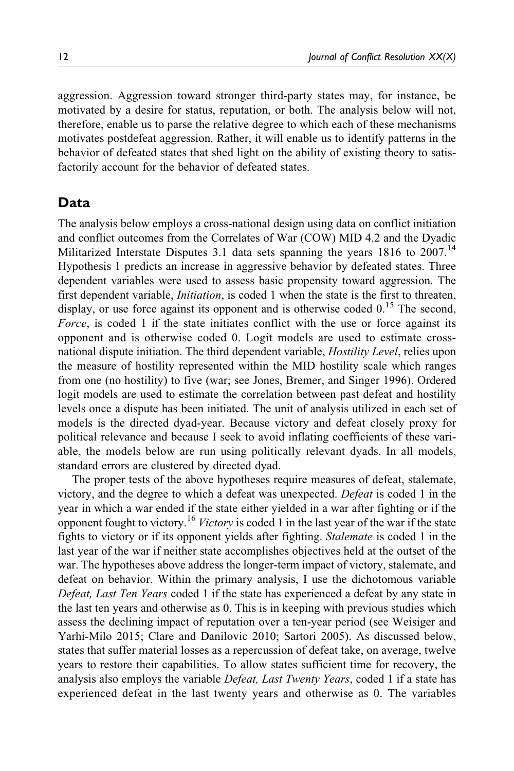aggression. Aggression toward stronger third-party states may, for instance, be motivated by a desire for status, reputation, or both. The analysis below will not, therefore, enable us to parse the relative degree to which each of these mechanisms motivates postdefeat aggression. Rather, it will enable us to identify patterns in the behavior of defeated states that shed light on the ability of existing theory to satisfactorily account for the behavior of defeated states.

## Data

The analysis below employs a cross-national design using data on conflict initiation and conflict outcomes from the Correlates of War (COW) MID 4.2 and the Dyadic Militarized Interstate Disputes 3.1 data sets spanning the years 1816 to 2007.[14] Hypothesis 1 predicts an increase in aggressive behavior by defeated states. Three dependent variables were used to assess basic propensity toward aggression. The first dependent variable, *Initiation*, is coded 1 when the state is the first to threaten, display, or use force against its opponent and is otherwise coded 0.[15] The second, *Force*, is coded 1 if the state initiates conflict with the use or force against its opponent and is otherwise coded 0. Logit models are used to estimate cross-national dispute initiation. The third dependent variable, *Hostility Level*, relies upon the measure of hostility represented within the MID hostility scale which ranges from one (no hostility) to five (war; see Jones, Bremer, and Singer 1996). Ordered logit models are used to estimate the correlation between past defeat and hostility levels once a dispute has been initiated. The unit of analysis utilized in each set of models is the directed dyad-year. Because victory and defeat closely proxy for political relevance and because I seek to avoid inflating coefficients of these variable, the models below are run using politically relevant dyads. In all models, standard errors are clustered by directed dyad.

The proper tests of the above hypotheses require measures of defeat, stalemate, victory, and the degree to which a defeat was unexpected. *Defeat* is coded 1 in the year in which a war ended if the state either yielded in a war after fighting or if the opponent fought to victory.[16] *Victory* is coded 1 in the last year of the war if the state fights to victory or if its opponent yields after fighting. *Stalemate* is coded 1 in the last year of the war if neither state accomplishes objectives held at the outset of the war. The hypotheses above address the longer-term impact of victory, stalemate, and defeat on behavior. Within the primary analysis, I use the dichotomous variable *Defeat, Last Ten Years* coded 1 if the state has experienced a defeat by any state in the last ten years and otherwise as 0. This is in keeping with previous studies which assess the declining impact of reputation over a ten-year period (see Weisiger and Yarhi-Milo 2015; Clare and Danilovic 2010; Sartori 2005). As discussed below, states that suffer material losses as a repercussion of defeat take, on average, twelve years to restore their capabilities. To allow states sufficient time for recovery, the analysis also employs the variable *Defeat, Last Twenty Years*, coded 1 if a state has experienced defeat in the last twenty years and otherwise as 0. The variables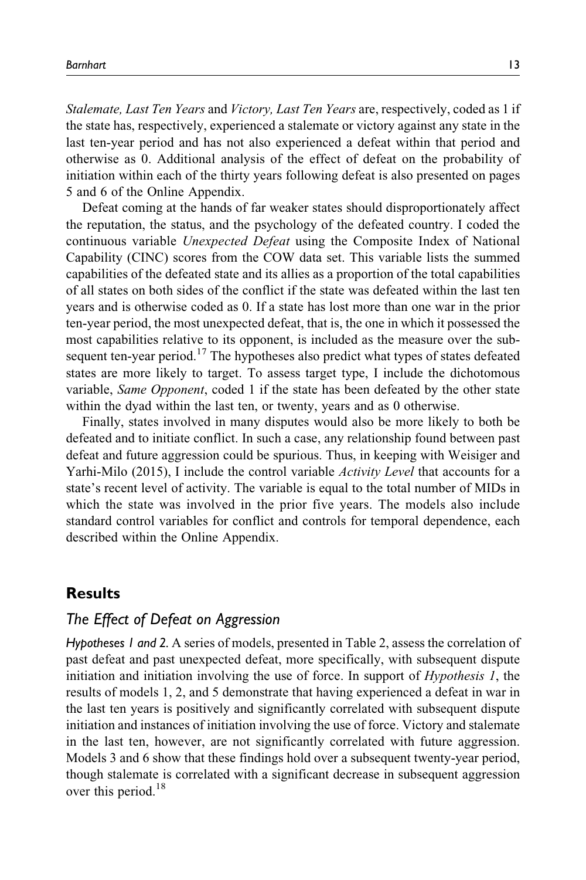*Stalemate, Last Ten Years* and *Victory, Last Ten Years* are, respectively, coded as 1 if the state has, respectively, experienced a stalemate or victory against any state in the last ten-year period and has not also experienced a defeat within that period and otherwise as 0. Additional analysis of the effect of defeat on the probability of initiation within each of the thirty years following defeat is also presented on pages 5 and 6 of the Online Appendix.

Defeat coming at the hands of far weaker states should disproportionately affect the reputation, the status, and the psychology of the defeated country. I coded the continuous variable *Unexpected Defeat* using the Composite Index of National Capability (CINC) scores from the COW data set. This variable lists the summed capabilities of the defeated state and its allies as a proportion of the total capabilities of all states on both sides of the conflict if the state was defeated within the last ten years and is otherwise coded as 0. If a state has lost more than one war in the prior ten-year period, the most unexpected defeat, that is, the one in which it possessed the most capabilities relative to its opponent, is included as the measure over the subsequent ten-year period.[17] The hypotheses also predict what types of states defeated states are more likely to target. To assess target type, I include the dichotomous variable, *Same Opponent*, coded 1 if the state has been defeated by the other state within the dyad within the last ten, or twenty, years and as 0 otherwise.

Finally, states involved in many disputes would also be more likely to both be defeated and to initiate conflict. In such a case, any relationship found between past defeat and future aggression could be spurious. Thus, in keeping with Weisiger and Yarhi-Milo (2015), I include the control variable *Activity Level* that accounts for a state's recent level of activity. The variable is equal to the total number of MIDs in which the state was involved in the prior five years. The models also include standard control variables for conflict and controls for temporal dependence, each described within the Online Appendix.

## Results

### The Effect of Defeat on Aggression

*Hypotheses 1 and 2.* A series of models, presented in Table 2, assess the correlation of past defeat and past unexpected defeat, more specifically, with subsequent dispute initiation and initiation involving the use of force. In support of *Hypothesis 1*, the results of models 1, 2, and 5 demonstrate that having experienced a defeat in war in the last ten years is positively and significantly correlated with subsequent dispute initiation and instances of initiation involving the use of force. Victory and stalemate in the last ten, however, are not significantly correlated with future aggression. Models 3 and 6 show that these findings hold over a subsequent twenty-year period, though stalemate is correlated with a significant decrease in subsequent aggression over this period.[18]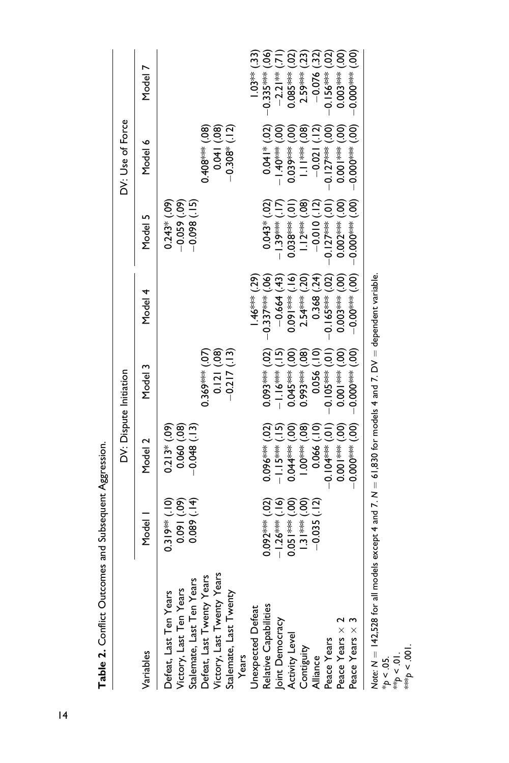**Table 2.** Conflict Outcomes and Subsequent Aggression.

| Variables | DV: Dispute Initiation | | | | DV: Use of Force | | |
|---|---|---|---|---|---|---|---|
| | Model 1 | Model 2 | Model 3 | Model 4 | Model 5 | Model 6 | Model 7 |
| Defeat, Last Ten Years | 0.319** (.10) | 0.213* (.09) | | | 0.243* (.09) | | |
| Victory, Last Ten Years | 0.091 (.09) | 0.060 (.08) | | | −0.059 (.09) | | |
| Stalemate, Last Ten Years | 0.089 (.14) | −0.048 (.13) | | | −0.098 (.15) | | |
| Defeat, Last Twenty Years | | | 0.369*** (.07) | | | 0.408*** (.08) | |
| Victory, Last Twenty Years | | | 0.121 (.08) | | | 0.041 (.08) | |
| Stalemate, Last Twenty Years | | | −0.217 (.13) | | | −0.308* (.12) | |
| Unexpected Defeat | | | | 1.46*** (.29) | | | 1.03** (.33) |
| Relative Capabilities | 0.092*** (.02) | 0.096*** (.02) | 0.093*** (.02) | −0.337*** (.06) | 0.043* (.02) | 0.041* (.02) | −0.335*** (.06) |
| Joint Democracy | −1.26*** (.16) | −1.15*** (.15) | −1.16*** (.15) | −0.664 (.43) | −1.39*** (.17) | −1.40*** (.00) | −2.21** (.71) |
| Activity Level | 0.051*** (.00) | 0.044*** (.00) | 0.045*** (.00) | 0.091*** (.16) | 0.038*** (.01) | 0.039*** (.00) | 0.085*** (.02) |
| Contiguity | 1.31*** (.00) | 1.00*** (.08) | 0.993*** (.08) | 2.54*** (.20) | 1.12*** (.08) | 1.11*** (.08) | 2.59*** (.23) |
| Alliance | −0.035 (.12) | 0.066 (.10) | 0.056 (.10) | 0.368 (.24) | −0.010 (.12) | −0.021 (.12) | −0.076 (.32) |
| Peace Years | | −0.104*** (.01) | −0.105*** (.01) | −0.165*** (.02) | −0.127*** (.01) | −0.127*** (.00) | −0.156*** (.02) |
| Peace Years × 2 | | 0.001*** (.00) | 0.001*** (.00) | 0.003*** (.00) | 0.002*** (.00) | 0.001*** (.00) | 0.003*** (.00) |
| Peace Years × 3 | | −0.000*** (.00) | −0.000*** (.00) | −0.00*** (.00) | −0.000*** (.00) | −0.000*** (.00) | −0.000*** (.00) |

*Note:* $N = 142{,}528$ for all models except 4 and 7. $N = 61{,}830$ for models 4 and 7. DV = dependent variable.
*$p < .05$.
**$p < .01$.
***$p < .001$.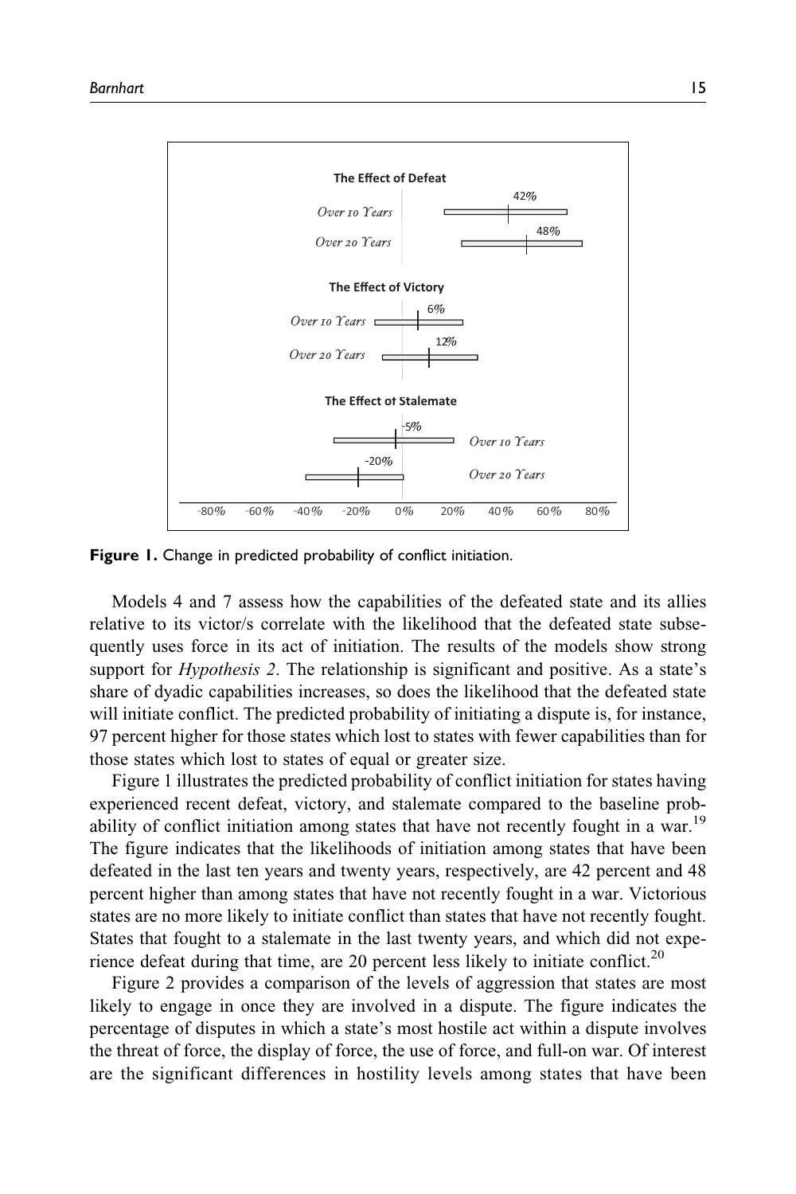**Figure 1.** Change in predicted probability of conflict initiation.

Models 4 and 7 assess how the capabilities of the defeated state and its allies relative to its victor/s correlate with the likelihood that the defeated state subsequently uses force in its act of initiation. The results of the models show strong support for *Hypothesis 2*. The relationship is significant and positive. As a state's share of dyadic capabilities increases, so does the likelihood that the defeated state will initiate conflict. The predicted probability of initiating a dispute is, for instance, 97 percent higher for those states which lost to states with fewer capabilities than for those states which lost to states of equal or greater size.

Figure 1 illustrates the predicted probability of conflict initiation for states having experienced recent defeat, victory, and stalemate compared to the baseline probability of conflict initiation among states that have not recently fought in a war.[19] The figure indicates that the likelihoods of initiation among states that have been defeated in the last ten years and twenty years, respectively, are 42 percent and 48 percent higher than among states that have not recently fought in a war. Victorious states are no more likely to initiate conflict than states that have not recently fought. States that fought to a stalemate in the last twenty years, and which did not experience defeat during that time, are 20 percent less likely to initiate conflict.[20]

Figure 2 provides a comparison of the levels of aggression that states are most likely to engage in once they are involved in a dispute. The figure indicates the percentage of disputes in which a state's most hostile act within a dispute involves the threat of force, the display of force, the use of force, and full-on war. Of interest are the significant differences in hostility levels among states that have been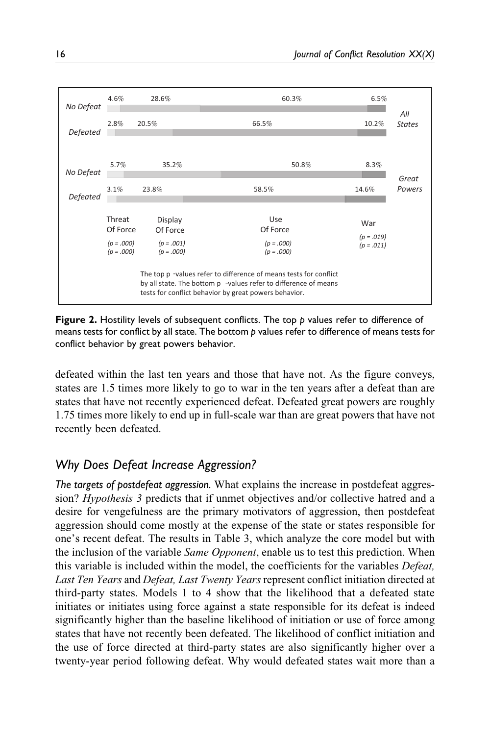| | Threat Of Force | Display Of Force | Use Of Force | War | |
|---|---|---|---|---|---|
| No Defeat | 4.6% | 28.6% | 60.3% | 6.5% | All States |
| Defeated | 2.8% | 20.5% | 66.5% | 10.2% | |
| No Defeat | 5.7% | 35.2% | 50.8% | 8.3% | Great Powers |
| Defeated | 3.1% | 23.8% | 58.5% | 14.6% | |
| | $(p = .000)$ | $(p = .001)$ | $(p = .000)$ | $(p = .019)$ | |
| | $(p = .000)$ | $(p = .000)$ | $(p = .000)$ | $(p = .011)$ | |

The top p -values refer to difference of means tests for conflict by all state. The bottom p -values refer to difference of means tests for conflict behavior by great powers behavior.

**Figure 2.** Hostility levels of subsequent conflicts. The top $p$ values refer to difference of means tests for conflict by all state. The bottom $p$ values refer to difference of means tests for conflict behavior by great powers behavior.

defeated within the last ten years and those that have not. As the figure conveys, states are 1.5 times more likely to go to war in the ten years after a defeat than are states that have not recently experienced defeat. Defeated great powers are roughly 1.75 times more likely to end up in full-scale war than are great powers that have not recently been defeated.

## *Why Does Defeat Increase Aggression?*

*The targets of postdefeat aggression.* What explains the increase in postdefeat aggression? *Hypothesis 3* predicts that if unmet objectives and/or collective hatred and a desire for vengefulness are the primary motivators of aggression, then postdefeat aggression should come mostly at the expense of the state or states responsible for one's recent defeat. The results in Table 3, which analyze the core model but with the inclusion of the variable *Same Opponent*, enable us to test this prediction. When this variable is included within the model, the coefficients for the variables *Defeat, Last Ten Years* and *Defeat, Last Twenty Years* represent conflict initiation directed at third-party states. Models 1 to 4 show that the likelihood that a defeated state initiates or initiates using force against a state responsible for its defeat is indeed significantly higher than the baseline likelihood of initiation or use of force among states that have not recently been defeated. The likelihood of conflict initiation and the use of force directed at third-party states are also significantly higher over a twenty-year period following defeat. Why would defeated states wait more than a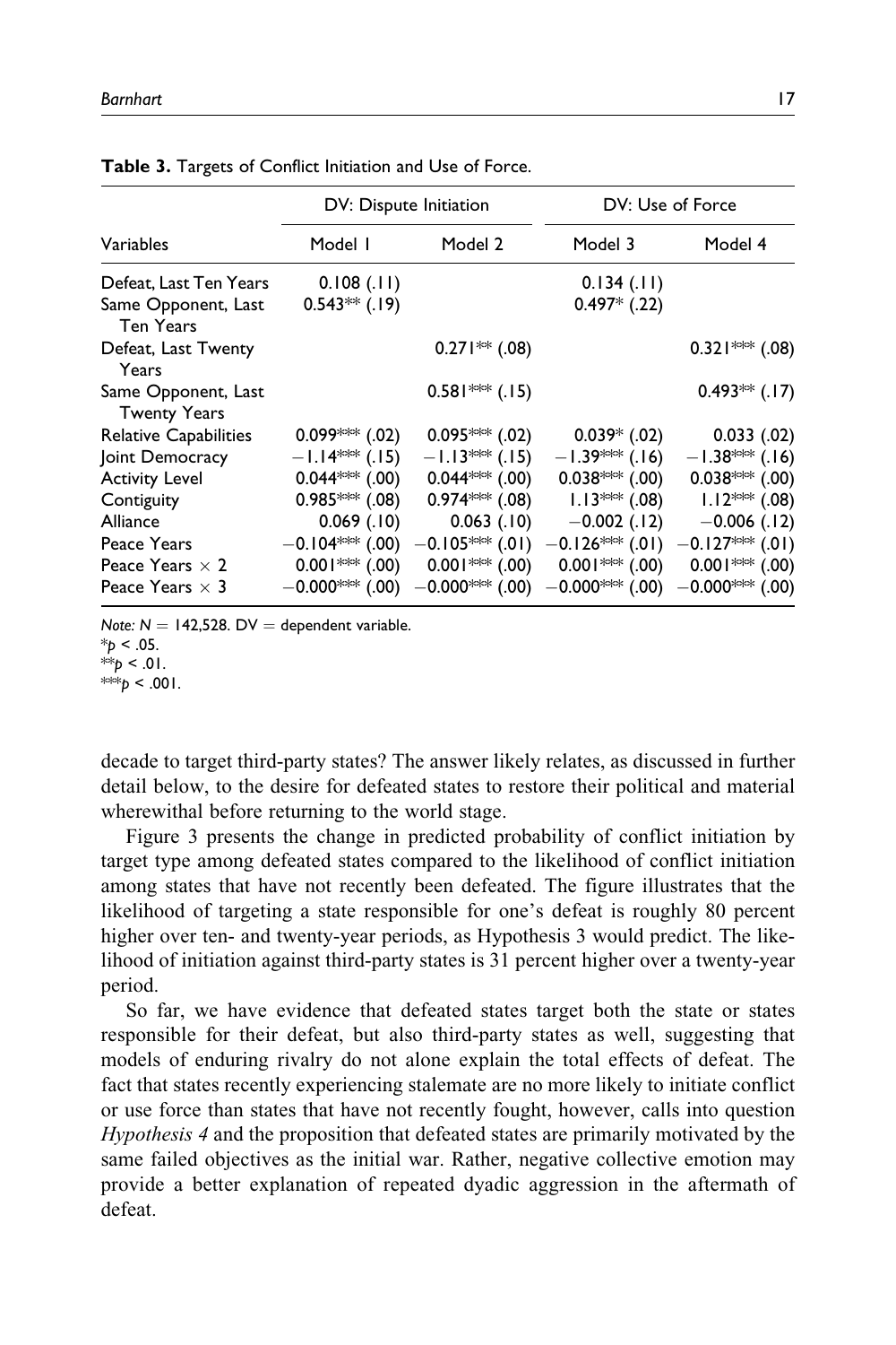**Table 3.** Targets of Conflict Initiation and Use of Force.

| Variables | DV: Dispute Initiation | | DV: Use of Force | |
|---|---|---|---|---|
| | Model 1 | Model 2 | Model 3 | Model 4 |
| Defeat, Last Ten Years | 0.108 (.11) | | 0.134 (.11) | |
| Same Opponent, Last Ten Years | 0.543** (.19) | | 0.497* (.22) | |
| Defeat, Last Twenty Years | | 0.271** (.08) | | 0.321*** (.08) |
| Same Opponent, Last Twenty Years | | 0.581*** (.15) | | 0.493** (.17) |
| Relative Capabilities | 0.099*** (.02) | 0.095*** (.02) | 0.039* (.02) | 0.033 (.02) |
| Joint Democracy | −1.14*** (.15) | −1.13*** (.15) | −1.39*** (.16) | −1.38*** (.16) |
| Activity Level | 0.044*** (.00) | 0.044*** (.00) | 0.038*** (.00) | 0.038*** (.00) |
| Contiguity | 0.985*** (.08) | 0.974*** (.08) | 1.13*** (.08) | 1.12*** (.08) |
| Alliance | 0.069 (.10) | 0.063 (.10) | −0.002 (.12) | −0.006 (.12) |
| Peace Years | −0.104*** (.00) | −0.105*** (.01) | −0.126*** (.01) | −0.127*** (.01) |
| Peace Years × 2 | 0.001*** (.00) | 0.001*** (.00) | 0.001*** (.00) | 0.001*** (.00) |
| Peace Years × 3 | −0.000*** (.00) | −0.000*** (.00) | −0.000*** (.00) | −0.000*** (.00) |

*Note:* $N = 142{,}528$. DV = dependent variable.
*$p < .05$.
**$p < .01$.
***$p < .001$.

decade to target third-party states? The answer likely relates, as discussed in further detail below, to the desire for defeated states to restore their political and material wherewithal before returning to the world stage.

Figure 3 presents the change in predicted probability of conflict initiation by target type among defeated states compared to the likelihood of conflict initiation among states that have not recently been defeated. The figure illustrates that the likelihood of targeting a state responsible for one's defeat is roughly 80 percent higher over ten- and twenty-year periods, as Hypothesis 3 would predict. The likelihood of initiation against third-party states is 31 percent higher over a twenty-year period.

So far, we have evidence that defeated states target both the state or states responsible for their defeat, but also third-party states as well, suggesting that models of enduring rivalry do not alone explain the total effects of defeat. The fact that states recently experiencing stalemate are no more likely to initiate conflict or use force than states that have not recently fought, however, calls into question *Hypothesis 4* and the proposition that defeated states are primarily motivated by the same failed objectives as the initial war. Rather, negative collective emotion may provide a better explanation of repeated dyadic aggression in the aftermath of defeat.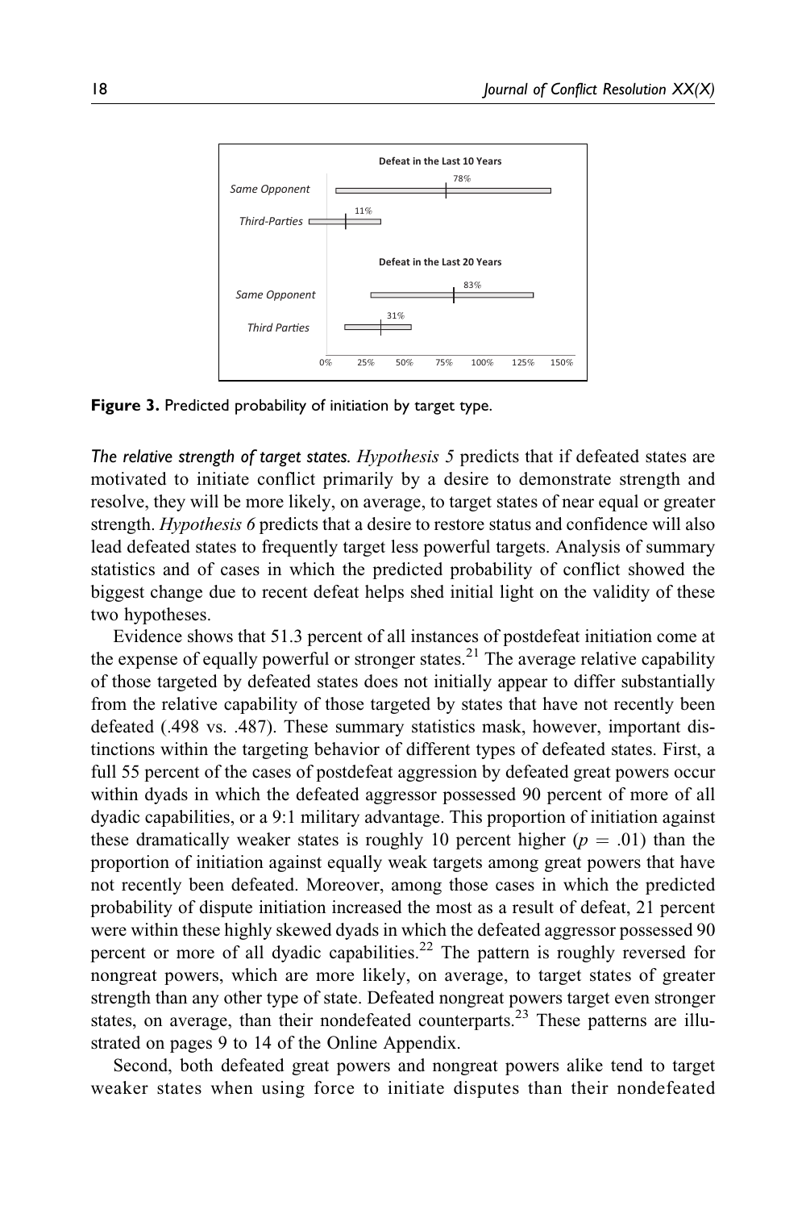**Figure 3.** Predicted probability of initiation by target type.

*The relative strength of target states.* *Hypothesis 5* predicts that if defeated states are motivated to initiate conflict primarily by a desire to demonstrate strength and resolve, they will be more likely, on average, to target states of near equal or greater strength. *Hypothesis 6* predicts that a desire to restore status and confidence will also lead defeated states to frequently target less powerful targets. Analysis of summary statistics and of cases in which the predicted probability of conflict showed the biggest change due to recent defeat helps shed initial light on the validity of these two hypotheses.

Evidence shows that 51.3 percent of all instances of postdefeat initiation come at the expense of equally powerful or stronger states.[21] The average relative capability of those targeted by defeated states does not initially appear to differ substantially from the relative capability of those targeted by states that have not recently been defeated (.498 vs. .487). These summary statistics mask, however, important distinctions within the targeting behavior of different types of defeated states. First, a full 55 percent of the cases of postdefeat aggression by defeated great powers occur within dyads in which the defeated aggressor possessed 90 percent of more of all dyadic capabilities, or a 9:1 military advantage. This proportion of initiation against these dramatically weaker states is roughly 10 percent higher ($p = .01$) than the proportion of initiation against equally weak targets among great powers that have not recently been defeated. Moreover, among those cases in which the predicted probability of dispute initiation increased the most as a result of defeat, 21 percent were within these highly skewed dyads in which the defeated aggressor possessed 90 percent or more of all dyadic capabilities.[22] The pattern is roughly reversed for nongreat powers, which are more likely, on average, to target states of greater strength than any other type of state. Defeated nongreat powers target even stronger states, on average, than their nondefeated counterparts.[23] These patterns are illustrated on pages 9 to 14 of the Online Appendix.

Second, both defeated great powers and nongreat powers alike tend to target weaker states when using force to initiate disputes than their nondefeated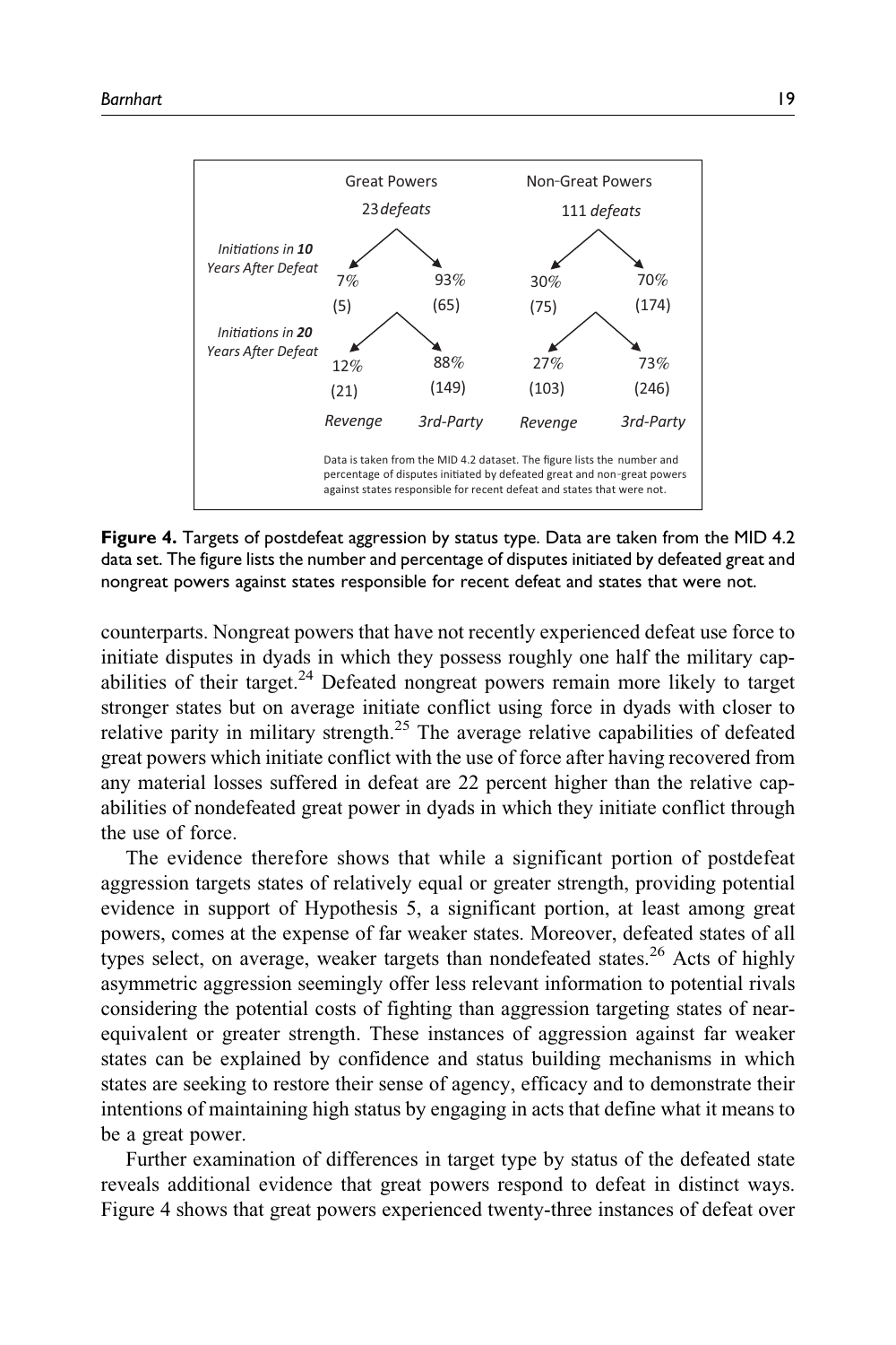| | Great Powers | | Non-Great Powers | |
|---|---|---|---|---|
| | *23 defeats* | | *111 defeats* | |
| | *Revenge* | *3rd-Party* | *Revenge* | *3rd-Party* |
| *Initiations in **10** Years After Defeat* | 7% (5) | 93% (65) | 30% (75) | 70% (174) |
| *Initiations in **20** Years After Defeat* | 12% (21) | 88% (149) | 27% (103) | 73% (246) |

Data is taken from the MID 4.2 dataset. The figure lists the number and percentage of disputes initiated by defeated great and non-great powers against states responsible for recent defeat and states that were not.

**Figure 4.** Targets of postdefeat aggression by status type. Data are taken from the MID 4.2 data set. The figure lists the number and percentage of disputes initiated by defeated great and nongreat powers against states responsible for recent defeat and states that were not.

counterparts. Nongreat powers that have not recently experienced defeat use force to initiate disputes in dyads in which they possess roughly one half the military capabilities of their target.[24] Defeated nongreat powers remain more likely to target stronger states but on average initiate conflict using force in dyads with closer to relative parity in military strength.[25] The average relative capabilities of defeated great powers which initiate conflict with the use of force after having recovered from any material losses suffered in defeat are 22 percent higher than the relative capabilities of nondefeated great power in dyads in which they initiate conflict through the use of force.

The evidence therefore shows that while a significant portion of postdefeat aggression targets states of relatively equal or greater strength, providing potential evidence in support of Hypothesis 5, a significant portion, at least among great powers, comes at the expense of far weaker states. Moreover, defeated states of all types select, on average, weaker targets than nondefeated states.[26] Acts of highly asymmetric aggression seemingly offer less relevant information to potential rivals considering the potential costs of fighting than aggression targeting states of near-equivalent or greater strength. These instances of aggression against far weaker states can be explained by confidence and status building mechanisms in which states are seeking to restore their sense of agency, efficacy and to demonstrate their intentions of maintaining high status by engaging in acts that define what it means to be a great power.

Further examination of differences in target type by status of the defeated state reveals additional evidence that great powers respond to defeat in distinct ways. Figure 4 shows that great powers experienced twenty-three instances of defeat over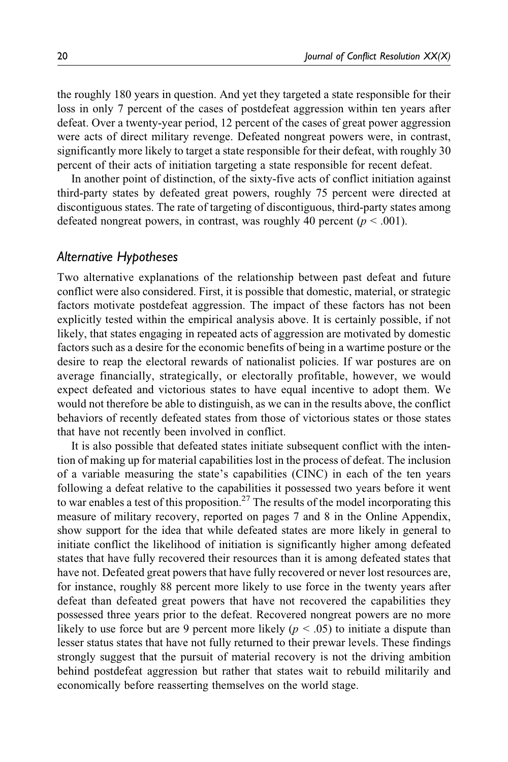the roughly 180 years in question. And yet they targeted a state responsible for their loss in only 7 percent of the cases of postdefeat aggression within ten years after defeat. Over a twenty-year period, 12 percent of the cases of great power aggression were acts of direct military revenge. Defeated nongreat powers were, in contrast, significantly more likely to target a state responsible for their defeat, with roughly 30 percent of their acts of initiation targeting a state responsible for recent defeat.

In another point of distinction, of the sixty-five acts of conflict initiation against third-party states by defeated great powers, roughly 75 percent were directed at discontiguous states. The rate of targeting of discontiguous, third-party states among defeated nongreat powers, in contrast, was roughly 40 percent ($p < .001$).

## *Alternative Hypotheses*

Two alternative explanations of the relationship between past defeat and future conflict were also considered. First, it is possible that domestic, material, or strategic factors motivate postdefeat aggression. The impact of these factors has not been explicitly tested within the empirical analysis above. It is certainly possible, if not likely, that states engaging in repeated acts of aggression are motivated by domestic factors such as a desire for the economic benefits of being in a wartime posture or the desire to reap the electoral rewards of nationalist policies. If war postures are on average financially, strategically, or electorally profitable, however, we would expect defeated and victorious states to have equal incentive to adopt them. We would not therefore be able to distinguish, as we can in the results above, the conflict behaviors of recently defeated states from those of victorious states or those states that have not recently been involved in conflict.

It is also possible that defeated states initiate subsequent conflict with the intention of making up for material capabilities lost in the process of defeat. The inclusion of a variable measuring the state's capabilities (CINC) in each of the ten years following a defeat relative to the capabilities it possessed two years before it went to war enables a test of this proposition.[27] The results of the model incorporating this measure of military recovery, reported on pages 7 and 8 in the Online Appendix, show support for the idea that while defeated states are more likely in general to initiate conflict the likelihood of initiation is significantly higher among defeated states that have fully recovered their resources than it is among defeated states that have not. Defeated great powers that have fully recovered or never lost resources are, for instance, roughly 88 percent more likely to use force in the twenty years after defeat than defeated great powers that have not recovered the capabilities they possessed three years prior to the defeat. Recovered nongreat powers are no more likely to use force but are 9 percent more likely ($p < .05$) to initiate a dispute than lesser status states that have not fully returned to their prewar levels. These findings strongly suggest that the pursuit of material recovery is not the driving ambition behind postdefeat aggression but rather that states wait to rebuild militarily and economically before reasserting themselves on the world stage.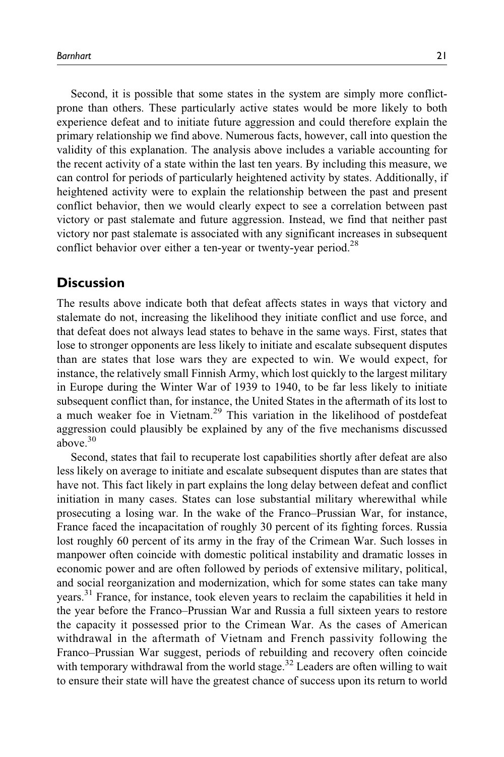Second, it is possible that some states in the system are simply more conflict-prone than others. These particularly active states would be more likely to both experience defeat and to initiate future aggression and could therefore explain the primary relationship we find above. Numerous facts, however, call into question the validity of this explanation. The analysis above includes a variable accounting for the recent activity of a state within the last ten years. By including this measure, we can control for periods of particularly heightened activity by states. Additionally, if heightened activity were to explain the relationship between the past and present conflict behavior, then we would clearly expect to see a correlation between past victory or past stalemate and future aggression. Instead, we find that neither past victory nor past stalemate is associated with any significant increases in subsequent conflict behavior over either a ten-year or twenty-year period.[28]

## Discussion

The results above indicate both that defeat affects states in ways that victory and stalemate do not, increasing the likelihood they initiate conflict and use force, and that defeat does not always lead states to behave in the same ways. First, states that lose to stronger opponents are less likely to initiate and escalate subsequent disputes than are states that lose wars they are expected to win. We would expect, for instance, the relatively small Finnish Army, which lost quickly to the largest military in Europe during the Winter War of 1939 to 1940, to be far less likely to initiate subsequent conflict than, for instance, the United States in the aftermath of its lost to a much weaker foe in Vietnam.[29] This variation in the likelihood of postdefeat aggression could plausibly be explained by any of the five mechanisms discussed above.[30]

Second, states that fail to recuperate lost capabilities shortly after defeat are also less likely on average to initiate and escalate subsequent disputes than are states that have not. This fact likely in part explains the long delay between defeat and conflict initiation in many cases. States can lose substantial military wherewithal while prosecuting a losing war. In the wake of the Franco–Prussian War, for instance, France faced the incapacitation of roughly 30 percent of its fighting forces. Russia lost roughly 60 percent of its army in the fray of the Crimean War. Such losses in manpower often coincide with domestic political instability and dramatic losses in economic power and are often followed by periods of extensive military, political, and social reorganization and modernization, which for some states can take many years.[31] France, for instance, took eleven years to reclaim the capabilities it held in the year before the Franco–Prussian War and Russia a full sixteen years to restore the capacity it possessed prior to the Crimean War. As the cases of American withdrawal in the aftermath of Vietnam and French passivity following the Franco–Prussian War suggest, periods of rebuilding and recovery often coincide with temporary withdrawal from the world stage.[32] Leaders are often willing to wait to ensure their state will have the greatest chance of success upon its return to world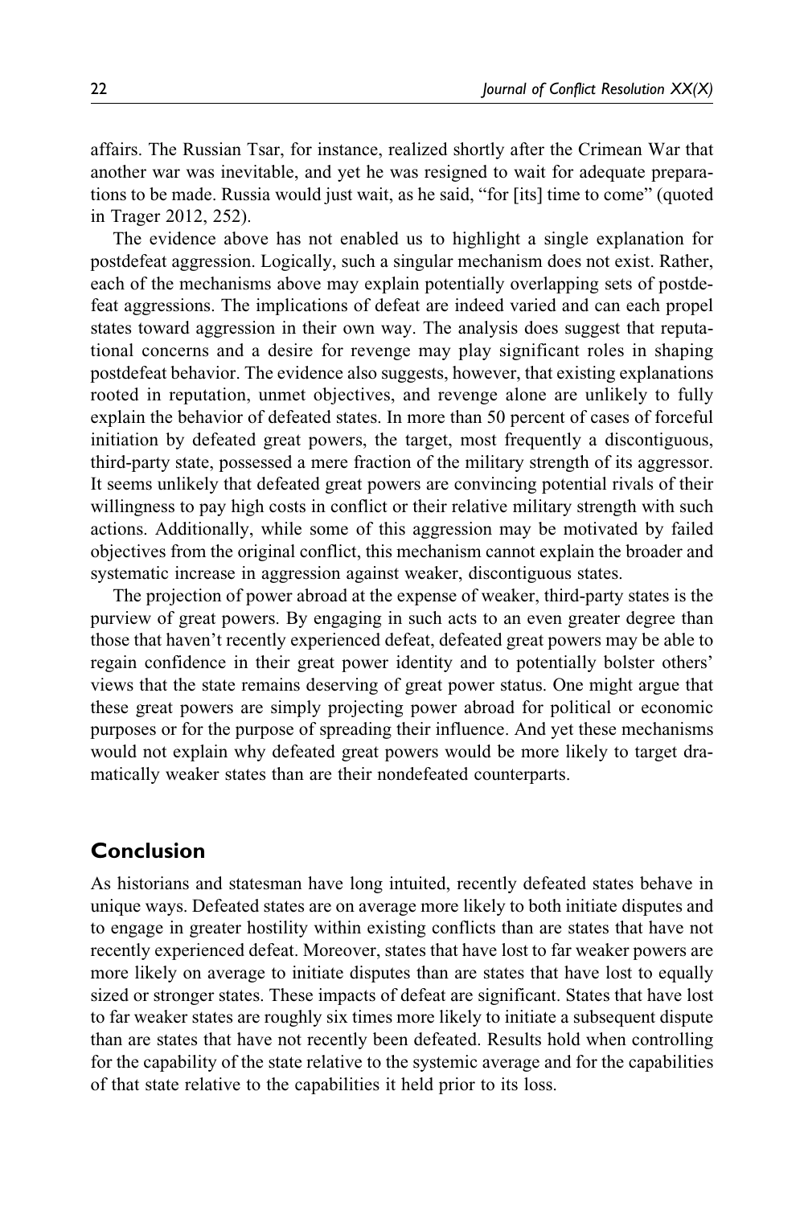affairs. The Russian Tsar, for instance, realized shortly after the Crimean War that another war was inevitable, and yet he was resigned to wait for adequate preparations to be made. Russia would just wait, as he said, "for [its] time to come" (quoted in Trager 2012, 252).

The evidence above has not enabled us to highlight a single explanation for postdefeat aggression. Logically, such a singular mechanism does not exist. Rather, each of the mechanisms above may explain potentially overlapping sets of postdefeat aggressions. The implications of defeat are indeed varied and can each propel states toward aggression in their own way. The analysis does suggest that reputational concerns and a desire for revenge may play significant roles in shaping postdefeat behavior. The evidence also suggests, however, that existing explanations rooted in reputation, unmet objectives, and revenge alone are unlikely to fully explain the behavior of defeated states. In more than 50 percent of cases of forceful initiation by defeated great powers, the target, most frequently a discontiguous, third-party state, possessed a mere fraction of the military strength of its aggressor. It seems unlikely that defeated great powers are convincing potential rivals of their willingness to pay high costs in conflict or their relative military strength with such actions. Additionally, while some of this aggression may be motivated by failed objectives from the original conflict, this mechanism cannot explain the broader and systematic increase in aggression against weaker, discontiguous states.

The projection of power abroad at the expense of weaker, third-party states is the purview of great powers. By engaging in such acts to an even greater degree than those that haven't recently experienced defeat, defeated great powers may be able to regain confidence in their great power identity and to potentially bolster others' views that the state remains deserving of great power status. One might argue that these great powers are simply projecting power abroad for political or economic purposes or for the purpose of spreading their influence. And yet these mechanisms would not explain why defeated great powers would be more likely to target dramatically weaker states than are their nondefeated counterparts.

## Conclusion

As historians and statesman have long intuited, recently defeated states behave in unique ways. Defeated states are on average more likely to both initiate disputes and to engage in greater hostility within existing conflicts than are states that have not recently experienced defeat. Moreover, states that have lost to far weaker powers are more likely on average to initiate disputes than are states that have lost to equally sized or stronger states. These impacts of defeat are significant. States that have lost to far weaker states are roughly six times more likely to initiate a subsequent dispute than are states that have not recently been defeated. Results hold when controlling for the capability of the state relative to the systemic average and for the capabilities of that state relative to the capabilities it held prior to its loss.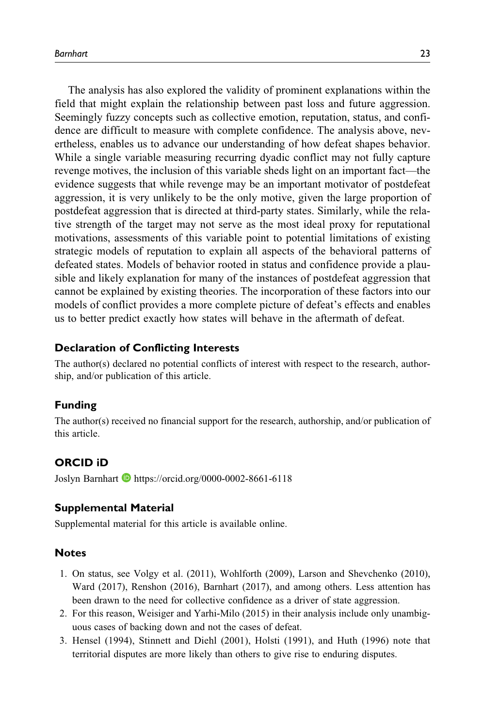The analysis has also explored the validity of prominent explanations within the field that might explain the relationship between past loss and future aggression. Seemingly fuzzy concepts such as collective emotion, reputation, status, and confidence are difficult to measure with complete confidence. The analysis above, nevertheless, enables us to advance our understanding of how defeat shapes behavior. While a single variable measuring recurring dyadic conflict may not fully capture revenge motives, the inclusion of this variable sheds light on an important fact—the evidence suggests that while revenge may be an important motivator of postdefeat aggression, it is very unlikely to be the only motive, given the large proportion of postdefeat aggression that is directed at third-party states. Similarly, while the relative strength of the target may not serve as the most ideal proxy for reputational motivations, assessments of this variable point to potential limitations of existing strategic models of reputation to explain all aspects of the behavioral patterns of defeated states. Models of behavior rooted in status and confidence provide a plausible and likely explanation for many of the instances of postdefeat aggression that cannot be explained by existing theories. The incorporation of these factors into our models of conflict provides a more complete picture of defeat's effects and enables us to better predict exactly how states will behave in the aftermath of defeat.

### Declaration of Conflicting Interests

The author(s) declared no potential conflicts of interest with respect to the research, authorship, and/or publication of this article.

### Funding

The author(s) received no financial support for the research, authorship, and/or publication of this article.

### ORCID iD

Joslyn Barnhart https://orcid.org/0000-0002-8661-6118

### Supplemental Material

Supplemental material for this article is available online.

### Notes

1. On status, see Volgy et al. (2011), Wohlforth (2009), Larson and Shevchenko (2010), Ward (2017), Renshon (2016), Barnhart (2017), and among others. Less attention has been drawn to the need for collective confidence as a driver of state aggression.
2. For this reason, Weisiger and Yarhi-Milo (2015) in their analysis include only unambiguous cases of backing down and not the cases of defeat.
3. Hensel (1994), Stinnett and Diehl (2001), Holsti (1991), and Huth (1996) note that territorial disputes are more likely than others to give rise to enduring disputes.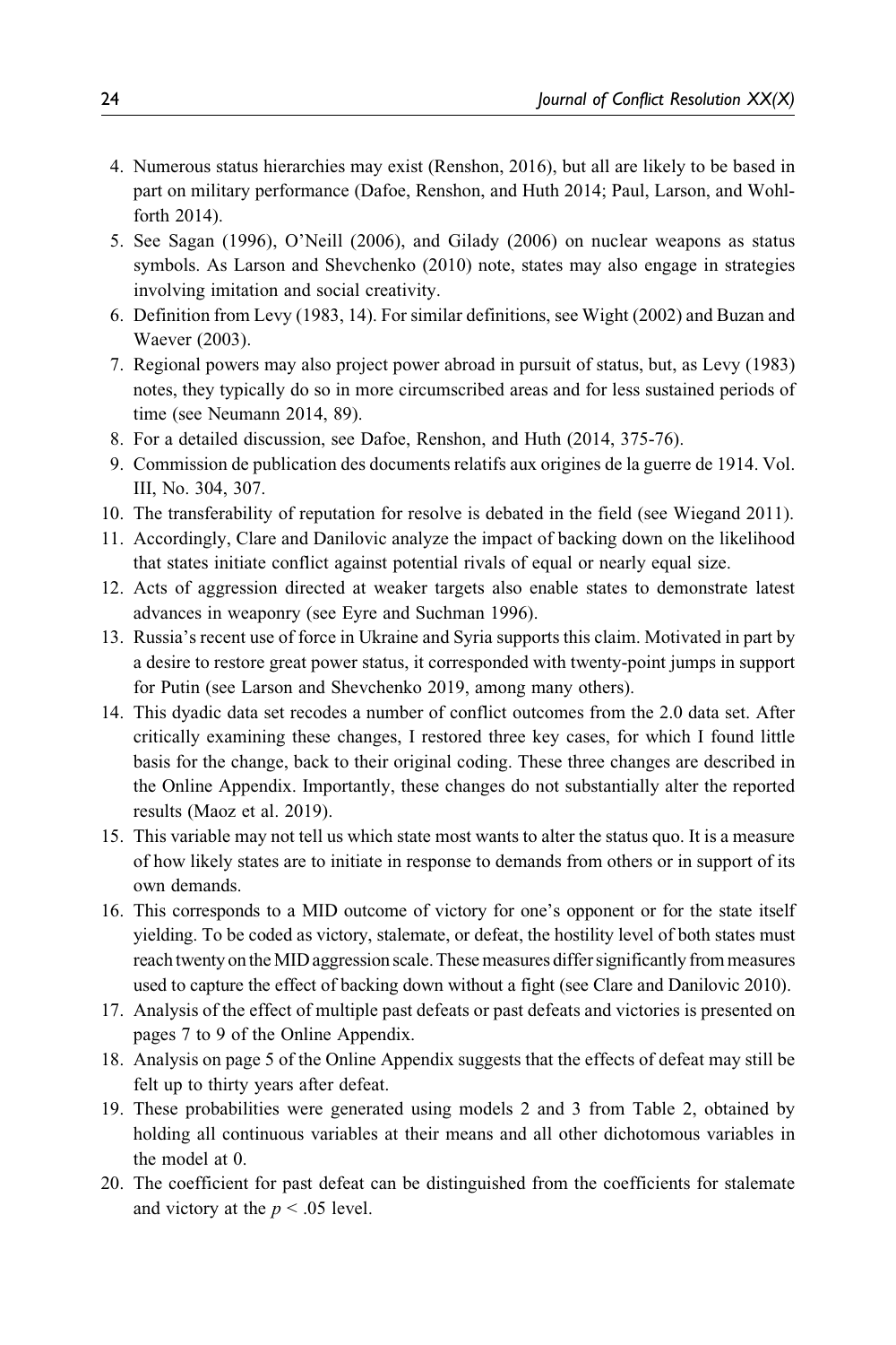4. Numerous status hierarchies may exist (Renshon, 2016), but all are likely to be based in part on military performance (Dafoe, Renshon, and Huth 2014; Paul, Larson, and Wohlforth 2014).
5. See Sagan (1996), O'Neill (2006), and Gilady (2006) on nuclear weapons as status symbols. As Larson and Shevchenko (2010) note, states may also engage in strategies involving imitation and social creativity.
6. Definition from Levy (1983, 14). For similar definitions, see Wight (2002) and Buzan and Waever (2003).
7. Regional powers may also project power abroad in pursuit of status, but, as Levy (1983) notes, they typically do so in more circumscribed areas and for less sustained periods of time (see Neumann 2014, 89).
8. For a detailed discussion, see Dafoe, Renshon, and Huth (2014, 375-76).
9. Commission de publication des documents relatifs aux origines de la guerre de 1914. Vol. III, No. 304, 307.
10. The transferability of reputation for resolve is debated in the field (see Wiegand 2011).
11. Accordingly, Clare and Danilovic analyze the impact of backing down on the likelihood that states initiate conflict against potential rivals of equal or nearly equal size.
12. Acts of aggression directed at weaker targets also enable states to demonstrate latest advances in weaponry (see Eyre and Suchman 1996).
13. Russia's recent use of force in Ukraine and Syria supports this claim. Motivated in part by a desire to restore great power status, it corresponded with twenty-point jumps in support for Putin (see Larson and Shevchenko 2019, among many others).
14. This dyadic data set recodes a number of conflict outcomes from the 2.0 data set. After critically examining these changes, I restored three key cases, for which I found little basis for the change, back to their original coding. These three changes are described in the Online Appendix. Importantly, these changes do not substantially alter the reported results (Maoz et al. 2019).
15. This variable may not tell us which state most wants to alter the status quo. It is a measure of how likely states are to initiate in response to demands from others or in support of its own demands.
16. This corresponds to a MID outcome of victory for one's opponent or for the state itself yielding. To be coded as victory, stalemate, or defeat, the hostility level of both states must reach twenty on the MID aggression scale. These measures differ significantly from measures used to capture the effect of backing down without a fight (see Clare and Danilovic 2010).
17. Analysis of the effect of multiple past defeats or past defeats and victories is presented on pages 7 to 9 of the Online Appendix.
18. Analysis on page 5 of the Online Appendix suggests that the effects of defeat may still be felt up to thirty years after defeat.
19. These probabilities were generated using models 2 and 3 from Table 2, obtained by holding all continuous variables at their means and all other dichotomous variables in the model at 0.
20. The coefficient for past defeat can be distinguished from the coefficients for stalemate and victory at the $p < .05$ level.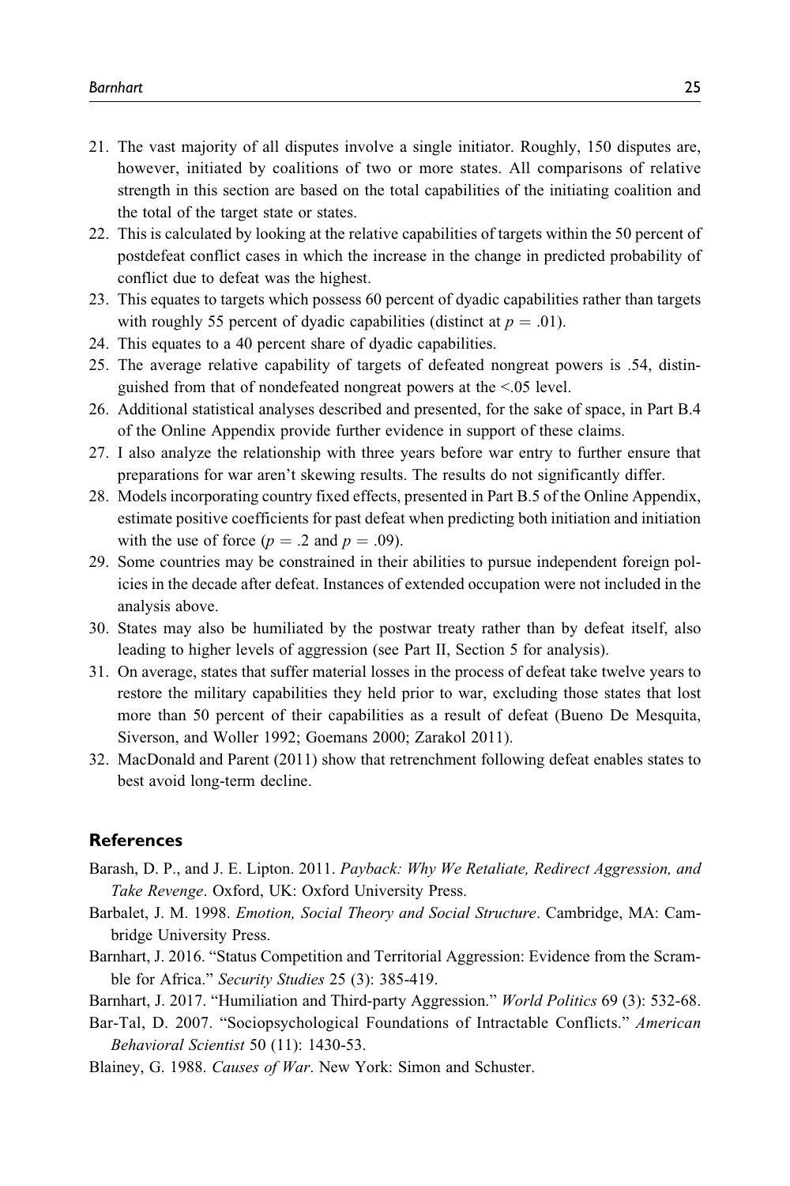21. The vast majority of all disputes involve a single initiator. Roughly, 150 disputes are, however, initiated by coalitions of two or more states. All comparisons of relative strength in this section are based on the total capabilities of the initiating coalition and the total of the target state or states.
22. This is calculated by looking at the relative capabilities of targets within the 50 percent of postdefeat conflict cases in which the increase in the change in predicted probability of conflict due to defeat was the highest.
23. This equates to targets which possess 60 percent of dyadic capabilities rather than targets with roughly 55 percent of dyadic capabilities (distinct at $p = .01$).
24. This equates to a 40 percent share of dyadic capabilities.
25. The average relative capability of targets of defeated nongreat powers is .54, distinguished from that of nondefeated nongreat powers at the <.05 level.
26. Additional statistical analyses described and presented, for the sake of space, in Part B.4 of the Online Appendix provide further evidence in support of these claims.
27. I also analyze the relationship with three years before war entry to further ensure that preparations for war aren't skewing results. The results do not significantly differ.
28. Models incorporating country fixed effects, presented in Part B.5 of the Online Appendix, estimate positive coefficients for past defeat when predicting both initiation and initiation with the use of force ($p = .2$ and $p = .09$).
29. Some countries may be constrained in their abilities to pursue independent foreign policies in the decade after defeat. Instances of extended occupation were not included in the analysis above.
30. States may also be humiliated by the postwar treaty rather than by defeat itself, also leading to higher levels of aggression (see Part II, Section 5 for analysis).
31. On average, states that suffer material losses in the process of defeat take twelve years to restore the military capabilities they held prior to war, excluding those states that lost more than 50 percent of their capabilities as a result of defeat (Bueno De Mesquita, Siverson, and Woller 1992; Goemans 2000; Zarakol 2011).
32. MacDonald and Parent (2011) show that retrenchment following defeat enables states to best avoid long-term decline.

## References

Barash, D. P., and J. E. Lipton. 2011. *Payback: Why We Retaliate, Redirect Aggression, and Take Revenge*. Oxford, UK: Oxford University Press.

Barbalet, J. M. 1998. *Emotion, Social Theory and Social Structure*. Cambridge, MA: Cambridge University Press.

Barnhart, J. 2016. "Status Competition and Territorial Aggression: Evidence from the Scramble for Africa." *Security Studies* 25 (3): 385-419.

Barnhart, J. 2017. "Humiliation and Third-party Aggression." *World Politics* 69 (3): 532-68.

Bar-Tal, D. 2007. "Sociopsychological Foundations of Intractable Conflicts." *American Behavioral Scientist* 50 (11): 1430-53.

Blainey, G. 1988. *Causes of War*. New York: Simon and Schuster.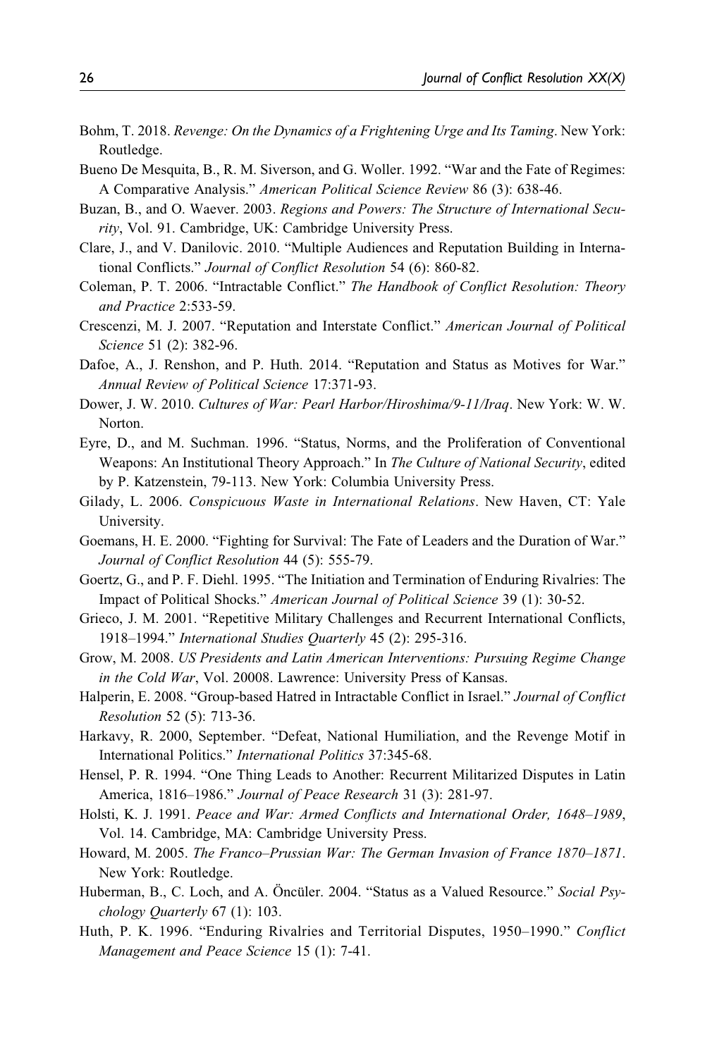Bohm, T. 2018. *Revenge: On the Dynamics of a Frightening Urge and Its Taming*. New York: Routledge.

Bueno De Mesquita, B., R. M. Siverson, and G. Woller. 1992. "War and the Fate of Regimes: A Comparative Analysis." *American Political Science Review* 86 (3): 638-46.

Buzan, B., and O. Waever. 2003. *Regions and Powers: The Structure of International Security*, Vol. 91. Cambridge, UK: Cambridge University Press.

Clare, J., and V. Danilovic. 2010. "Multiple Audiences and Reputation Building in International Conflicts." *Journal of Conflict Resolution* 54 (6): 860-82.

Coleman, P. T. 2006. "Intractable Conflict." *The Handbook of Conflict Resolution: Theory and Practice* 2:533-59.

Crescenzi, M. J. 2007. "Reputation and Interstate Conflict." *American Journal of Political Science* 51 (2): 382-96.

Dafoe, A., J. Renshon, and P. Huth. 2014. "Reputation and Status as Motives for War." *Annual Review of Political Science* 17:371-93.

Dower, J. W. 2010. *Cultures of War: Pearl Harbor/Hiroshima/9-11/Iraq*. New York: W. W. Norton.

Eyre, D., and M. Suchman. 1996. "Status, Norms, and the Proliferation of Conventional Weapons: An Institutional Theory Approach." In *The Culture of National Security*, edited by P. Katzenstein, 79-113. New York: Columbia University Press.

Gilady, L. 2006. *Conspicuous Waste in International Relations*. New Haven, CT: Yale University.

Goemans, H. E. 2000. "Fighting for Survival: The Fate of Leaders and the Duration of War." *Journal of Conflict Resolution* 44 (5): 555-79.

Goertz, G., and P. F. Diehl. 1995. "The Initiation and Termination of Enduring Rivalries: The Impact of Political Shocks." *American Journal of Political Science* 39 (1): 30-52.

Grieco, J. M. 2001. "Repetitive Military Challenges and Recurrent International Conflicts, 1918–1994." *International Studies Quarterly* 45 (2): 295-316.

Grow, M. 2008. *US Presidents and Latin American Interventions: Pursuing Regime Change in the Cold War*, Vol. 20008. Lawrence: University Press of Kansas.

Halperin, E. 2008. "Group-based Hatred in Intractable Conflict in Israel." *Journal of Conflict Resolution* 52 (5): 713-36.

Harkavy, R. 2000, September. "Defeat, National Humiliation, and the Revenge Motif in International Politics." *International Politics* 37:345-68.

Hensel, P. R. 1994. "One Thing Leads to Another: Recurrent Militarized Disputes in Latin America, 1816–1986." *Journal of Peace Research* 31 (3): 281-97.

Holsti, K. J. 1991. *Peace and War: Armed Conflicts and International Order, 1648–1989*, Vol. 14. Cambridge, MA: Cambridge University Press.

Howard, M. 2005. *The Franco–Prussian War: The German Invasion of France 1870–1871*. New York: Routledge.

Huberman, B., C. Loch, and A. Öncüler. 2004. "Status as a Valued Resource." *Social Psychology Quarterly* 67 (1): 103.

Huth, P. K. 1996. "Enduring Rivalries and Territorial Disputes, 1950–1990." *Conflict Management and Peace Science* 15 (1): 7-41.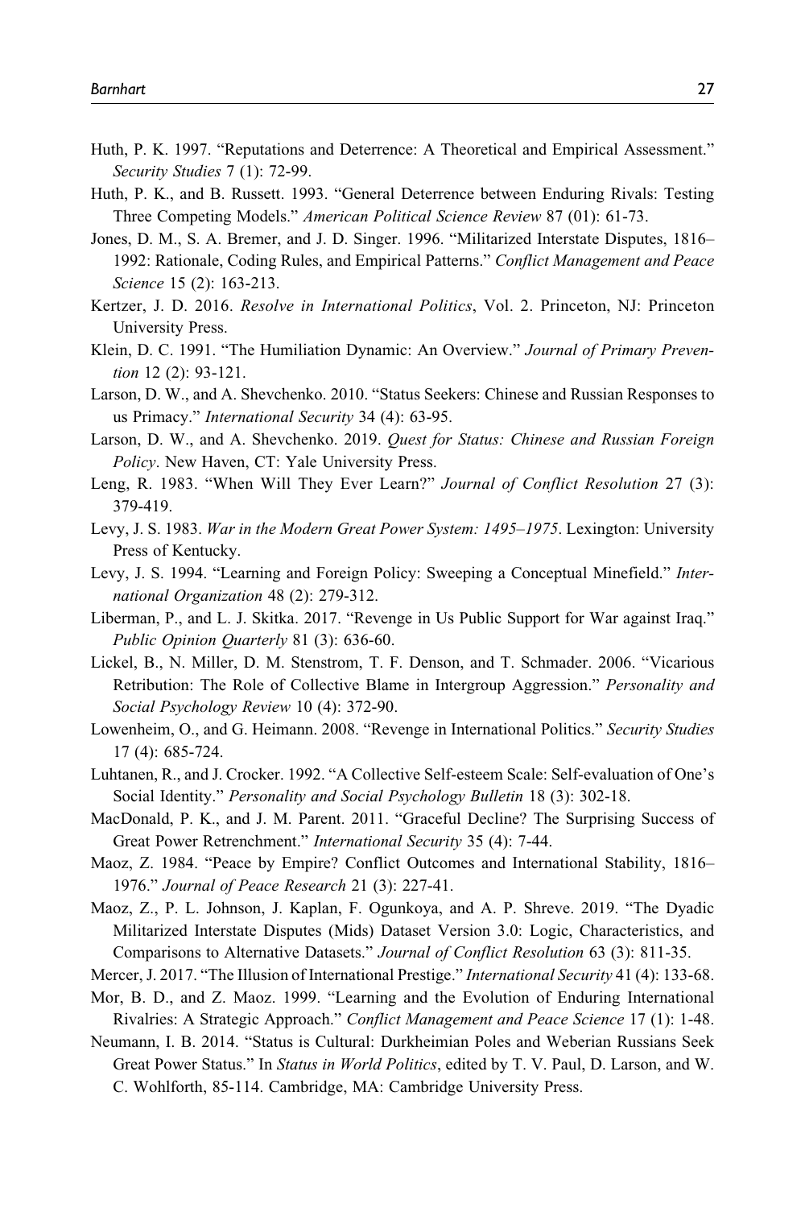Huth, P. K. 1997. "Reputations and Deterrence: A Theoretical and Empirical Assessment." *Security Studies* 7 (1): 72-99.

Huth, P. K., and B. Russett. 1993. "General Deterrence between Enduring Rivals: Testing Three Competing Models." *American Political Science Review* 87 (01): 61-73.

Jones, D. M., S. A. Bremer, and J. D. Singer. 1996. "Militarized Interstate Disputes, 1816–1992: Rationale, Coding Rules, and Empirical Patterns." *Conflict Management and Peace Science* 15 (2): 163-213.

Kertzer, J. D. 2016. *Resolve in International Politics*, Vol. 2. Princeton, NJ: Princeton University Press.

Klein, D. C. 1991. "The Humiliation Dynamic: An Overview." *Journal of Primary Prevention* 12 (2): 93-121.

Larson, D. W., and A. Shevchenko. 2010. "Status Seekers: Chinese and Russian Responses to us Primacy." *International Security* 34 (4): 63-95.

Larson, D. W., and A. Shevchenko. 2019. *Quest for Status: Chinese and Russian Foreign Policy*. New Haven, CT: Yale University Press.

Leng, R. 1983. "When Will They Ever Learn?" *Journal of Conflict Resolution* 27 (3): 379-419.

Levy, J. S. 1983. *War in the Modern Great Power System: 1495–1975*. Lexington: University Press of Kentucky.

Levy, J. S. 1994. "Learning and Foreign Policy: Sweeping a Conceptual Minefield." *International Organization* 48 (2): 279-312.

Liberman, P., and L. J. Skitka. 2017. "Revenge in Us Public Support for War against Iraq." *Public Opinion Quarterly* 81 (3): 636-60.

Lickel, B., N. Miller, D. M. Stenstrom, T. F. Denson, and T. Schmader. 2006. "Vicarious Retribution: The Role of Collective Blame in Intergroup Aggression." *Personality and Social Psychology Review* 10 (4): 372-90.

Lowenheim, O., and G. Heimann. 2008. "Revenge in International Politics." *Security Studies* 17 (4): 685-724.

Luhtanen, R., and J. Crocker. 1992. "A Collective Self-esteem Scale: Self-evaluation of One's Social Identity." *Personality and Social Psychology Bulletin* 18 (3): 302-18.

MacDonald, P. K., and J. M. Parent. 2011. "Graceful Decline? The Surprising Success of Great Power Retrenchment." *International Security* 35 (4): 7-44.

Maoz, Z. 1984. "Peace by Empire? Conflict Outcomes and International Stability, 1816–1976." *Journal of Peace Research* 21 (3): 227-41.

Maoz, Z., P. L. Johnson, J. Kaplan, F. Ogunkoya, and A. P. Shreve. 2019. "The Dyadic Militarized Interstate Disputes (Mids) Dataset Version 3.0: Logic, Characteristics, and Comparisons to Alternative Datasets." *Journal of Conflict Resolution* 63 (3): 811-35.

Mercer, J. 2017. "The Illusion of International Prestige." *International Security* 41 (4): 133-68.

Mor, B. D., and Z. Maoz. 1999. "Learning and the Evolution of Enduring International Rivalries: A Strategic Approach." *Conflict Management and Peace Science* 17 (1): 1-48.

Neumann, I. B. 2014. "Status is Cultural: Durkheimian Poles and Weberian Russians Seek Great Power Status." In *Status in World Politics*, edited by T. V. Paul, D. Larson, and W. C. Wohlforth, 85-114. Cambridge, MA: Cambridge University Press.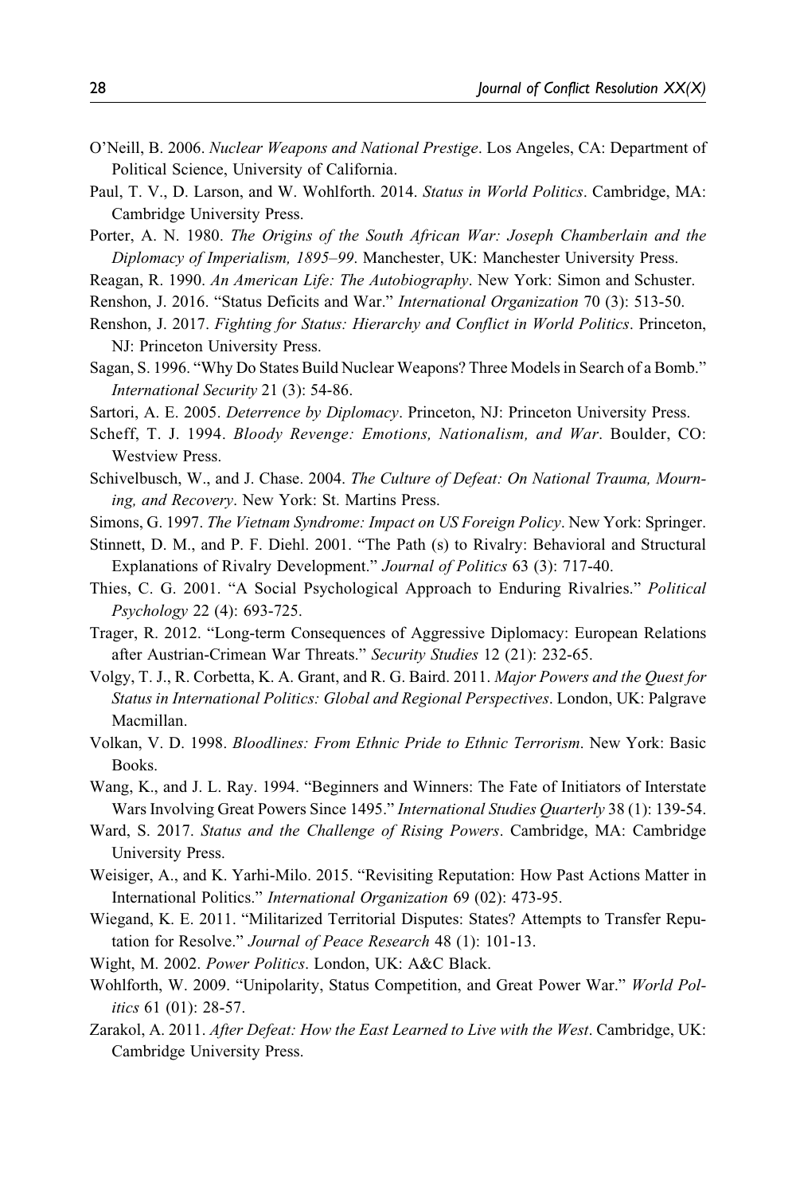O'Neill, B. 2006. *Nuclear Weapons and National Prestige*. Los Angeles, CA: Department of Political Science, University of California.

Paul, T. V., D. Larson, and W. Wohlforth. 2014. *Status in World Politics*. Cambridge, MA: Cambridge University Press.

Porter, A. N. 1980. *The Origins of the South African War: Joseph Chamberlain and the Diplomacy of Imperialism, 1895–99*. Manchester, UK: Manchester University Press.

Reagan, R. 1990. *An American Life: The Autobiography*. New York: Simon and Schuster.

Renshon, J. 2016. "Status Deficits and War." *International Organization* 70 (3): 513-50.

Renshon, J. 2017. *Fighting for Status: Hierarchy and Conflict in World Politics*. Princeton, NJ: Princeton University Press.

Sagan, S. 1996. "Why Do States Build Nuclear Weapons? Three Models in Search of a Bomb." *International Security* 21 (3): 54-86.

Sartori, A. E. 2005. *Deterrence by Diplomacy*. Princeton, NJ: Princeton University Press.

Scheff, T. J. 1994. *Bloody Revenge: Emotions, Nationalism, and War*. Boulder, CO: Westview Press.

Schivelbusch, W., and J. Chase. 2004. *The Culture of Defeat: On National Trauma, Mourning, and Recovery*. New York: St. Martins Press.

Simons, G. 1997. *The Vietnam Syndrome: Impact on US Foreign Policy*. New York: Springer.

Stinnett, D. M., and P. F. Diehl. 2001. "The Path (s) to Rivalry: Behavioral and Structural Explanations of Rivalry Development." *Journal of Politics* 63 (3): 717-40.

Thies, C. G. 2001. "A Social Psychological Approach to Enduring Rivalries." *Political Psychology* 22 (4): 693-725.

Trager, R. 2012. "Long-term Consequences of Aggressive Diplomacy: European Relations after Austrian-Crimean War Threats." *Security Studies* 12 (21): 232-65.

Volgy, T. J., R. Corbetta, K. A. Grant, and R. G. Baird. 2011. *Major Powers and the Quest for Status in International Politics: Global and Regional Perspectives*. London, UK: Palgrave Macmillan.

Volkan, V. D. 1998. *Bloodlines: From Ethnic Pride to Ethnic Terrorism*. New York: Basic Books.

Wang, K., and J. L. Ray. 1994. "Beginners and Winners: The Fate of Initiators of Interstate Wars Involving Great Powers Since 1495." *International Studies Quarterly* 38 (1): 139-54.

Ward, S. 2017. *Status and the Challenge of Rising Powers*. Cambridge, MA: Cambridge University Press.

Weisiger, A., and K. Yarhi-Milo. 2015. "Revisiting Reputation: How Past Actions Matter in International Politics." *International Organization* 69 (02): 473-95.

Wiegand, K. E. 2011. "Militarized Territorial Disputes: States? Attempts to Transfer Reputation for Resolve." *Journal of Peace Research* 48 (1): 101-13.

Wight, M. 2002. *Power Politics*. London, UK: A&C Black.

Wohlforth, W. 2009. "Unipolarity, Status Competition, and Great Power War." *World Politics* 61 (01): 28-57.

Zarakol, A. 2011. *After Defeat: How the East Learned to Live with the West*. Cambridge, UK: Cambridge University Press.